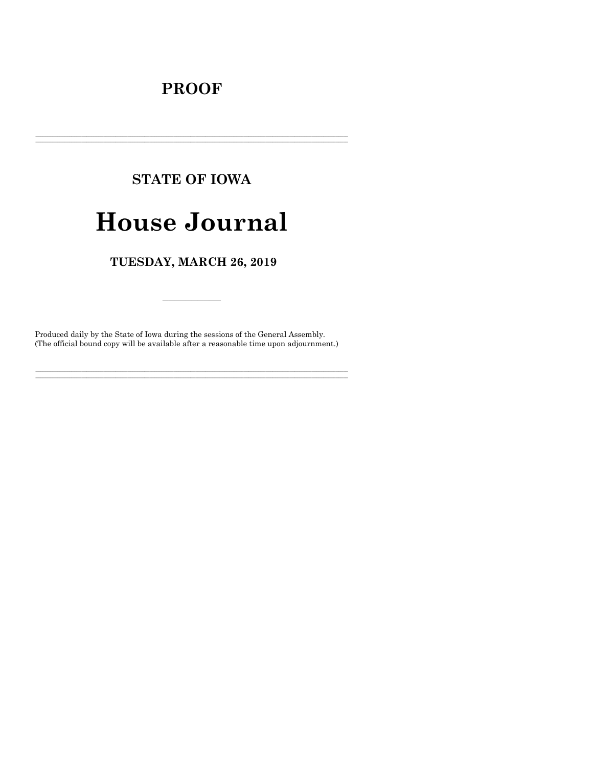# PROOF

---

## STATE OF IOWA

# House Journal

### TUESDAY, MARCH 26, 2019

---

Produced daily by the State of Iowa during the sessions of the General Assembly.
(The official bound copy will be available after a reasonable time upon adjournment.)

---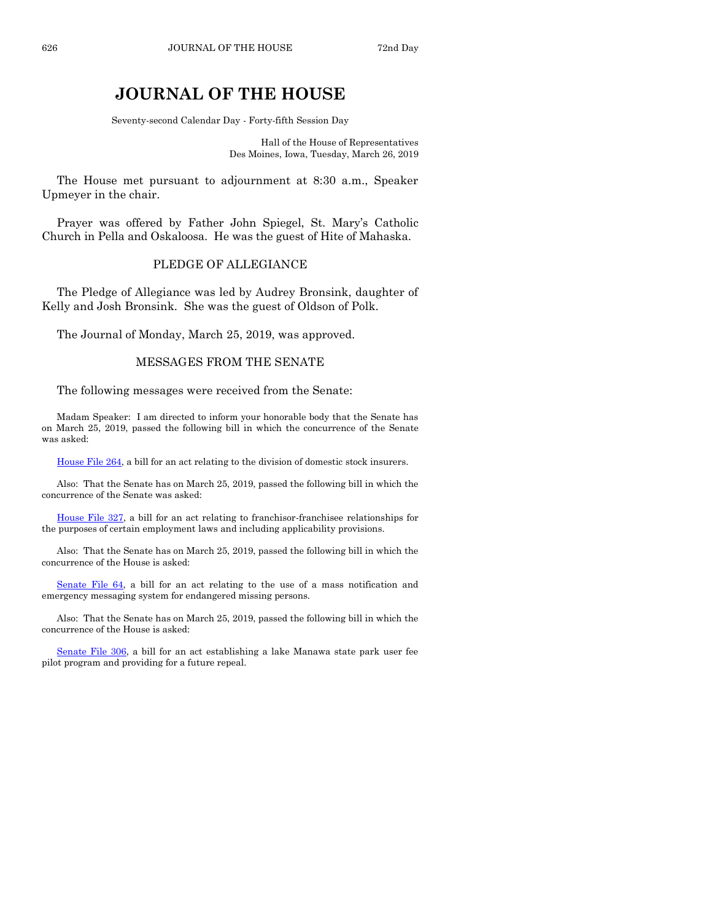# JOURNAL OF THE HOUSE

Seventy-second Calendar Day - Forty-fifth Session Day

Hall of the House of Representatives
Des Moines, Iowa, Tuesday, March 26, 2019

The House met pursuant to adjournment at 8:30 a.m., Speaker Upmeyer in the chair.

Prayer was offered by Father John Spiegel, St. Mary's Catholic Church in Pella and Oskaloosa. He was the guest of Hite of Mahaska.

## PLEDGE OF ALLEGIANCE

The Pledge of Allegiance was led by Audrey Bronsink, daughter of Kelly and Josh Bronsink. She was the guest of Oldson of Polk.

The Journal of Monday, March 25, 2019, was approved.

## MESSAGES FROM THE SENATE

The following messages were received from the Senate:

Madam Speaker: I am directed to inform your honorable body that the Senate has on March 25, 2019, passed the following bill in which the concurrence of the Senate was asked:

House File 264, a bill for an act relating to the division of domestic stock insurers.

Also: That the Senate has on March 25, 2019, passed the following bill in which the concurrence of the Senate was asked:

House File 327, a bill for an act relating to franchisor-franchisee relationships for the purposes of certain employment laws and including applicability provisions.

Also: That the Senate has on March 25, 2019, passed the following bill in which the concurrence of the House is asked:

Senate File 64, a bill for an act relating to the use of a mass notification and emergency messaging system for endangered missing persons.

Also: That the Senate has on March 25, 2019, passed the following bill in which the concurrence of the House is asked:

Senate File 306, a bill for an act establishing a lake Manawa state park user fee pilot program and providing for a future repeal.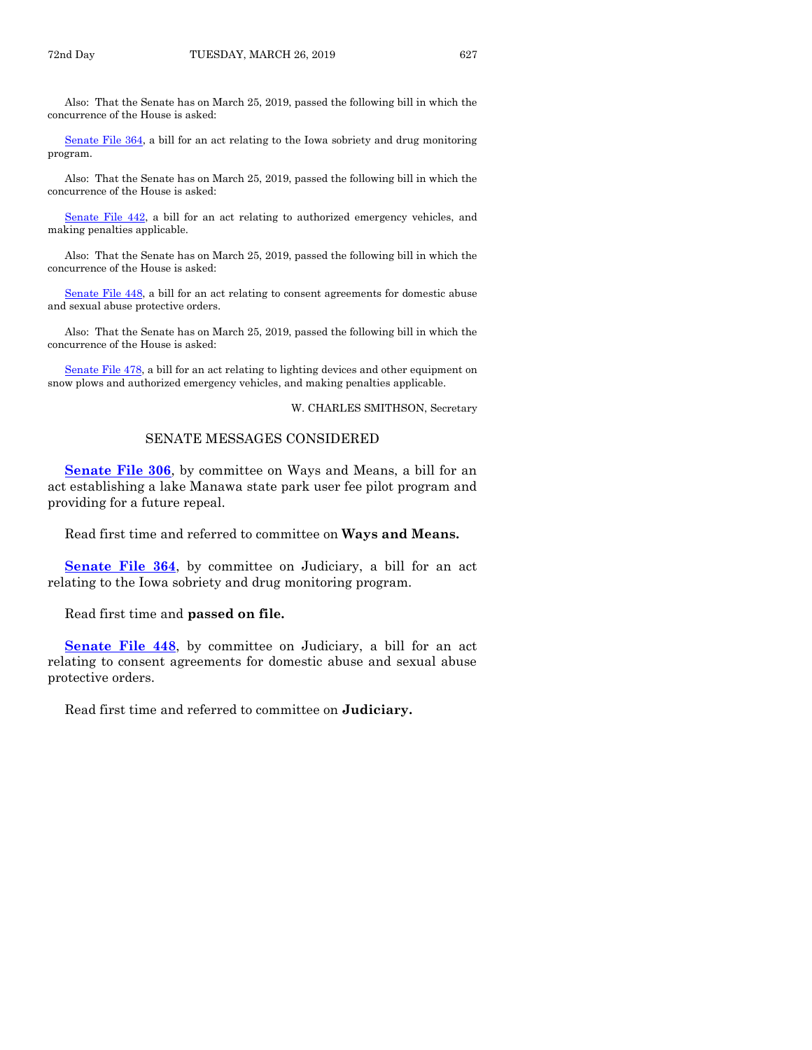Also: That the Senate has on March 25, 2019, passed the following bill in which the concurrence of the House is asked:

Senate File 364, a bill for an act relating to the Iowa sobriety and drug monitoring program.

Also: That the Senate has on March 25, 2019, passed the following bill in which the concurrence of the House is asked:

Senate File 442, a bill for an act relating to authorized emergency vehicles, and making penalties applicable.

Also: That the Senate has on March 25, 2019, passed the following bill in which the concurrence of the House is asked:

Senate File 448, a bill for an act relating to consent agreements for domestic abuse and sexual abuse protective orders.

Also: That the Senate has on March 25, 2019, passed the following bill in which the concurrence of the House is asked:

Senate File 478, a bill for an act relating to lighting devices and other equipment on snow plows and authorized emergency vehicles, and making penalties applicable.

W. CHARLES SMITHSON, Secretary

## SENATE MESSAGES CONSIDERED

**Senate File 306**, by committee on Ways and Means, a bill for an act establishing a lake Manawa state park user fee pilot program and providing for a future repeal.

Read first time and referred to committee on **Ways and Means.**

**Senate File 364**, by committee on Judiciary, a bill for an act relating to the Iowa sobriety and drug monitoring program.

Read first time and **passed on file.**

**Senate File 448**, by committee on Judiciary, a bill for an act relating to consent agreements for domestic abuse and sexual abuse protective orders.

Read first time and referred to committee on **Judiciary.**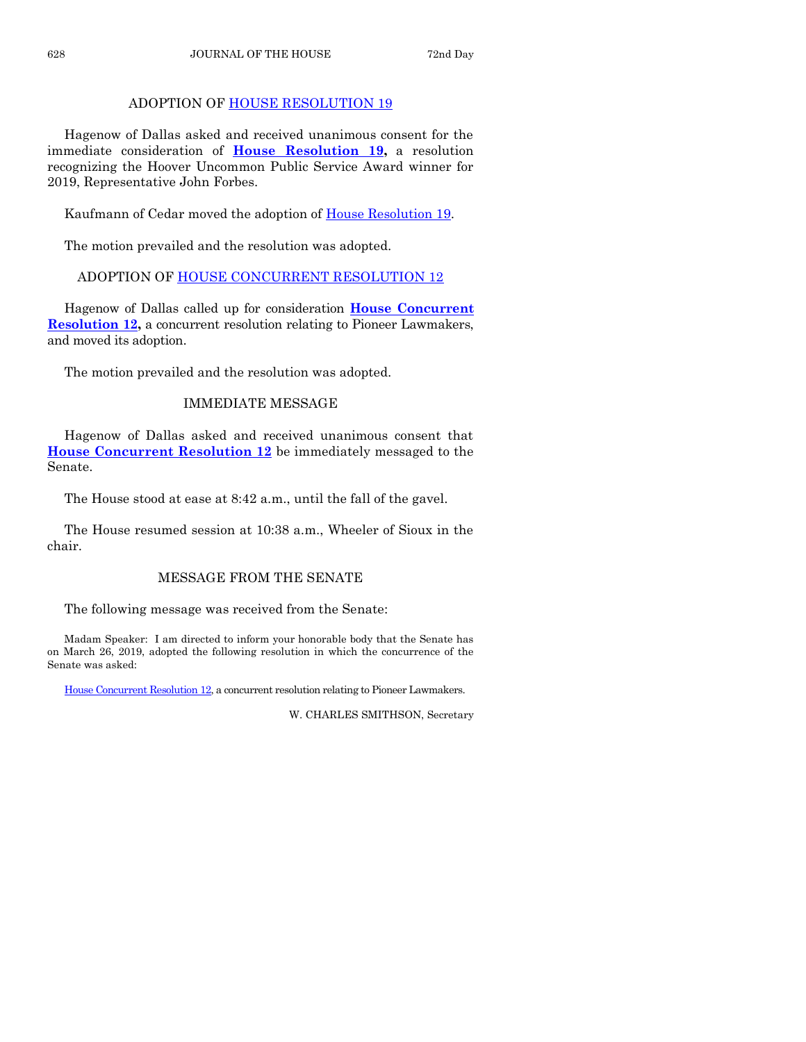## ADOPTION OF HOUSE RESOLUTION 19

Hagenow of Dallas asked and received unanimous consent for the immediate consideration of **House Resolution 19,** a resolution recognizing the Hoover Uncommon Public Service Award winner for 2019, Representative John Forbes.

Kaufmann of Cedar moved the adoption of House Resolution 19.

The motion prevailed and the resolution was adopted.

## ADOPTION OF HOUSE CONCURRENT RESOLUTION 12

Hagenow of Dallas called up for consideration **House Concurrent Resolution 12,** a concurrent resolution relating to Pioneer Lawmakers, and moved its adoption.

The motion prevailed and the resolution was adopted.

## IMMEDIATE MESSAGE

Hagenow of Dallas asked and received unanimous consent that **House Concurrent Resolution 12** be immediately messaged to the Senate.

The House stood at ease at 8:42 a.m., until the fall of the gavel.

The House resumed session at 10:38 a.m., Wheeler of Sioux in the chair.

## MESSAGE FROM THE SENATE

The following message was received from the Senate:

Madam Speaker: I am directed to inform your honorable body that the Senate has on March 26, 2019, adopted the following resolution in which the concurrence of the Senate was asked:

House Concurrent Resolution 12, a concurrent resolution relating to Pioneer Lawmakers.

W. CHARLES SMITHSON, Secretary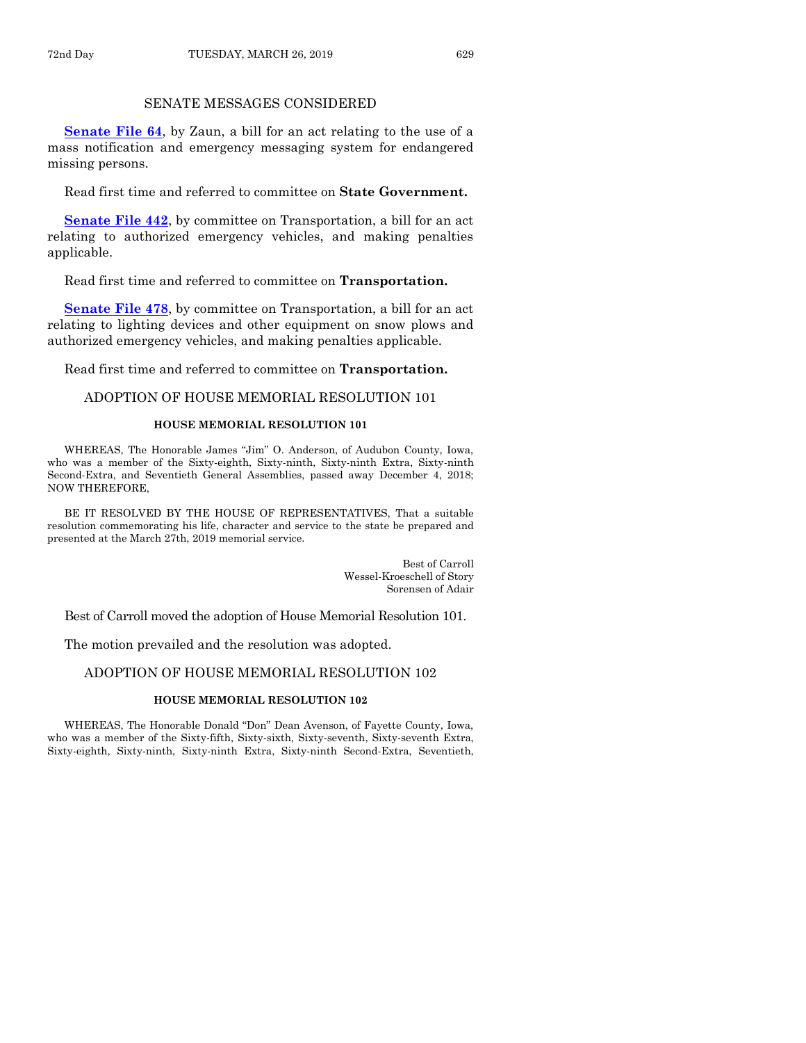## SENATE MESSAGES CONSIDERED

**Senate File 64**, by Zaun, a bill for an act relating to the use of a mass notification and emergency messaging system for endangered missing persons.

Read first time and referred to committee on **State Government.**

**Senate File 442**, by committee on Transportation, a bill for an act relating to authorized emergency vehicles, and making penalties applicable.

Read first time and referred to committee on **Transportation.**

**Senate File 478**, by committee on Transportation, a bill for an act relating to lighting devices and other equipment on snow plows and authorized emergency vehicles, and making penalties applicable.

Read first time and referred to committee on **Transportation.**

## ADOPTION OF HOUSE MEMORIAL RESOLUTION 101

### HOUSE MEMORIAL RESOLUTION 101

WHEREAS, The Honorable James "Jim" O. Anderson, of Audubon County, Iowa, who was a member of the Sixty-eighth, Sixty-ninth, Sixty-ninth Extra, Sixty-ninth Second-Extra, and Seventieth General Assemblies, passed away December 4, 2018; NOW THEREFORE,

BE IT RESOLVED BY THE HOUSE OF REPRESENTATIVES, That a suitable resolution commemorating his life, character and service to the state be prepared and presented at the March 27th, 2019 memorial service.

Best of Carroll
Wessel-Kroeschell of Story
Sorensen of Adair

Best of Carroll moved the adoption of House Memorial Resolution 101.

The motion prevailed and the resolution was adopted.

## ADOPTION OF HOUSE MEMORIAL RESOLUTION 102

### HOUSE MEMORIAL RESOLUTION 102

WHEREAS, The Honorable Donald "Don" Dean Avenson, of Fayette County, Iowa, who was a member of the Sixty-fifth, Sixty-sixth, Sixty-seventh, Sixty-seventh Extra, Sixty-eighth, Sixty-ninth, Sixty-ninth Extra, Sixty-ninth Second-Extra, Seventieth,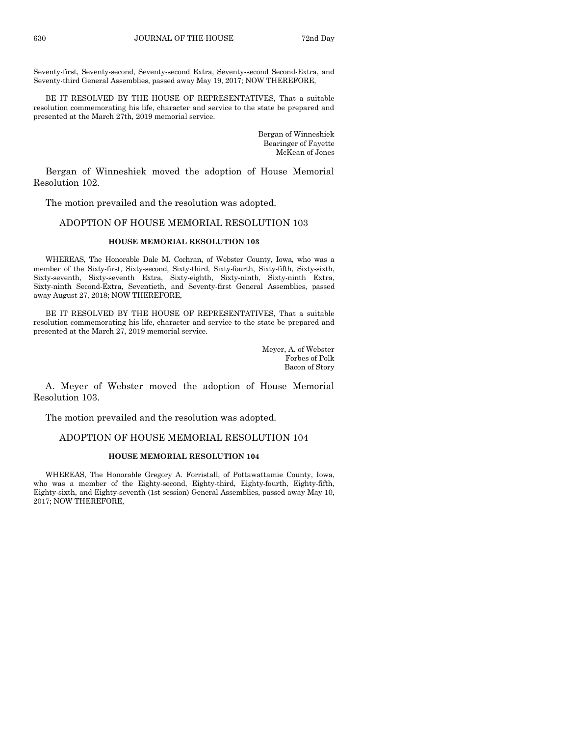Seventy-first, Seventy-second, Seventy-second Extra, Seventy-second Second-Extra, and Seventy-third General Assemblies, passed away May 19, 2017; NOW THEREFORE,

BE IT RESOLVED BY THE HOUSE OF REPRESENTATIVES, That a suitable resolution commemorating his life, character and service to the state be prepared and presented at the March 27th, 2019 memorial service.

Bergan of Winneshiek
Bearinger of Fayette
McKean of Jones

Bergan of Winneshiek moved the adoption of House Memorial Resolution 102.

The motion prevailed and the resolution was adopted.

## ADOPTION OF HOUSE MEMORIAL RESOLUTION 103

**HOUSE MEMORIAL RESOLUTION 103**

WHEREAS, The Honorable Dale M. Cochran, of Webster County, Iowa, who was a member of the Sixty-first, Sixty-second, Sixty-third, Sixty-fourth, Sixty-fifth, Sixty-sixth, Sixty-seventh, Sixty-seventh Extra, Sixty-eighth, Sixty-ninth, Sixty-ninth Extra, Sixty-ninth Second-Extra, Seventieth, and Seventy-first General Assemblies, passed away August 27, 2018; NOW THEREFORE,

BE IT RESOLVED BY THE HOUSE OF REPRESENTATIVES, That a suitable resolution commemorating his life, character and service to the state be prepared and presented at the March 27, 2019 memorial service.

Meyer, A. of Webster
Forbes of Polk
Bacon of Story

A. Meyer of Webster moved the adoption of House Memorial Resolution 103.

The motion prevailed and the resolution was adopted.

## ADOPTION OF HOUSE MEMORIAL RESOLUTION 104

**HOUSE MEMORIAL RESOLUTION 104**

WHEREAS, The Honorable Gregory A. Forristall, of Pottawattamie County, Iowa, who was a member of the Eighty-second, Eighty-third, Eighty-fourth, Eighty-fifth, Eighty-sixth, and Eighty-seventh (1st session) General Assemblies, passed away May 10, 2017; NOW THEREFORE,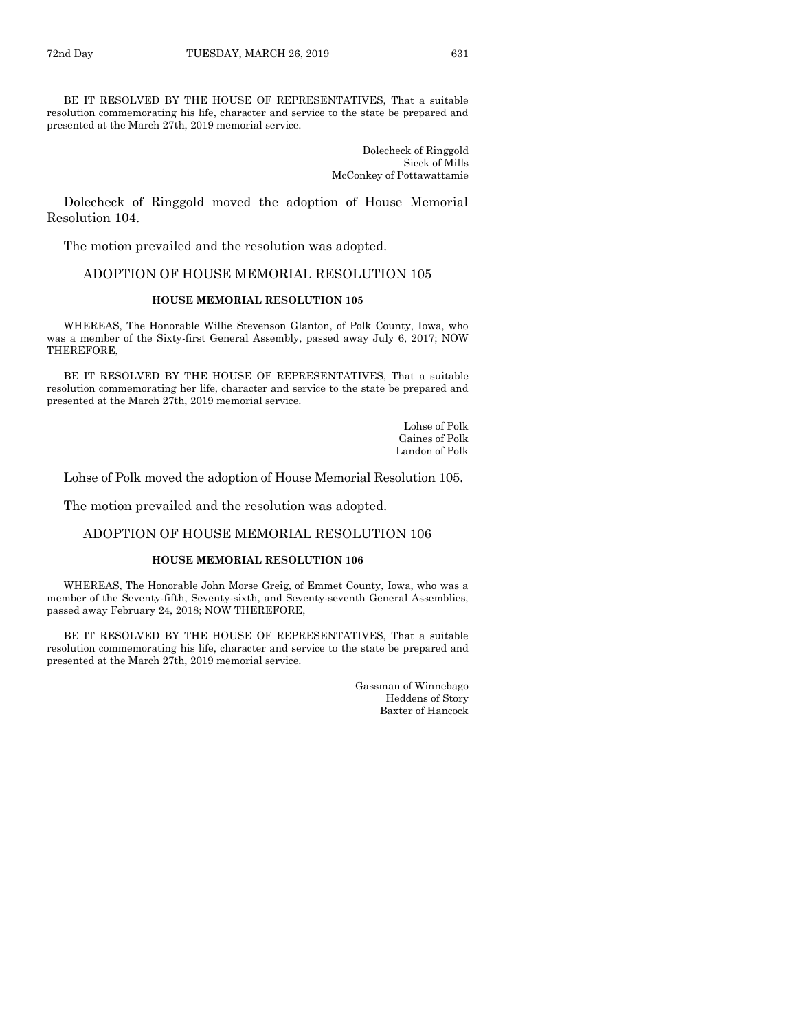BE IT RESOLVED BY THE HOUSE OF REPRESENTATIVES, That a suitable resolution commemorating his life, character and service to the state be prepared and presented at the March 27th, 2019 memorial service.

Dolecheck of Ringgold
Sieck of Mills
McConkey of Pottawattamie

Dolecheck of Ringgold moved the adoption of House Memorial Resolution 104.

The motion prevailed and the resolution was adopted.

## ADOPTION OF HOUSE MEMORIAL RESOLUTION 105

**HOUSE MEMORIAL RESOLUTION 105**

WHEREAS, The Honorable Willie Stevenson Glanton, of Polk County, Iowa, who was a member of the Sixty-first General Assembly, passed away July 6, 2017; NOW THEREFORE,

BE IT RESOLVED BY THE HOUSE OF REPRESENTATIVES, That a suitable resolution commemorating her life, character and service to the state be prepared and presented at the March 27th, 2019 memorial service.

Lohse of Polk
Gaines of Polk
Landon of Polk

Lohse of Polk moved the adoption of House Memorial Resolution 105.

The motion prevailed and the resolution was adopted.

## ADOPTION OF HOUSE MEMORIAL RESOLUTION 106

**HOUSE MEMORIAL RESOLUTION 106**

WHEREAS, The Honorable John Morse Greig, of Emmet County, Iowa, who was a member of the Seventy-fifth, Seventy-sixth, and Seventy-seventh General Assemblies, passed away February 24, 2018; NOW THEREFORE,

BE IT RESOLVED BY THE HOUSE OF REPRESENTATIVES, That a suitable resolution commemorating his life, character and service to the state be prepared and presented at the March 27th, 2019 memorial service.

Gassman of Winnebago
Heddens of Story
Baxter of Hancock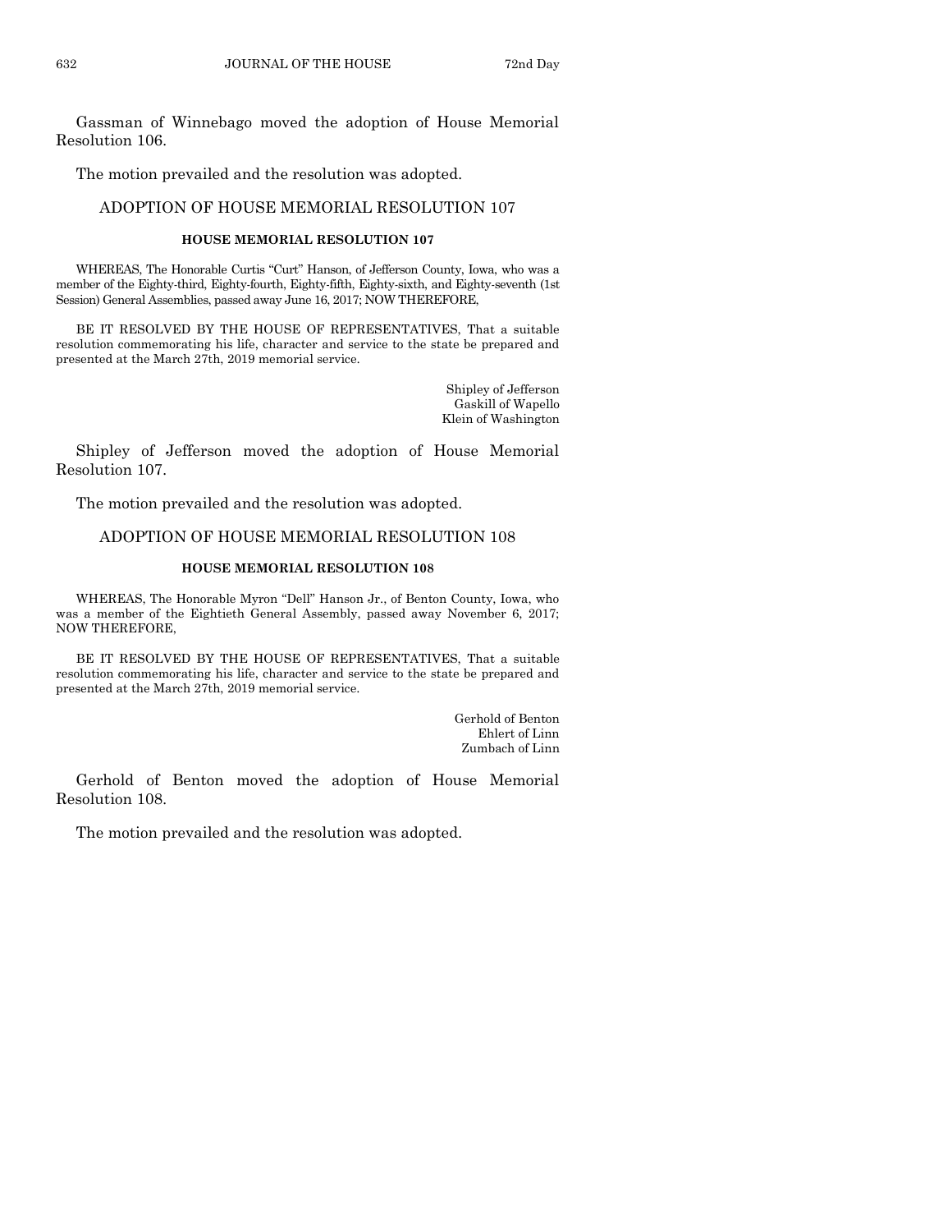Gassman of Winnebago moved the adoption of House Memorial Resolution 106.

The motion prevailed and the resolution was adopted.

## ADOPTION OF HOUSE MEMORIAL RESOLUTION 107

### HOUSE MEMORIAL RESOLUTION 107

WHEREAS, The Honorable Curtis "Curt" Hanson, of Jefferson County, Iowa, who was a member of the Eighty-third, Eighty-fourth, Eighty-fifth, Eighty-sixth, and Eighty-seventh (1st Session) General Assemblies, passed away June 16, 2017; NOW THEREFORE,

BE IT RESOLVED BY THE HOUSE OF REPRESENTATIVES, That a suitable resolution commemorating his life, character and service to the state be prepared and presented at the March 27th, 2019 memorial service.

Shipley of Jefferson
Gaskill of Wapello
Klein of Washington

Shipley of Jefferson moved the adoption of House Memorial Resolution 107.

The motion prevailed and the resolution was adopted.

## ADOPTION OF HOUSE MEMORIAL RESOLUTION 108

### HOUSE MEMORIAL RESOLUTION 108

WHEREAS, The Honorable Myron "Dell" Hanson Jr., of Benton County, Iowa, who was a member of the Eightieth General Assembly, passed away November 6, 2017; NOW THEREFORE,

BE IT RESOLVED BY THE HOUSE OF REPRESENTATIVES, That a suitable resolution commemorating his life, character and service to the state be prepared and presented at the March 27th, 2019 memorial service.

Gerhold of Benton
Ehlert of Linn
Zumbach of Linn

Gerhold of Benton moved the adoption of House Memorial Resolution 108.

The motion prevailed and the resolution was adopted.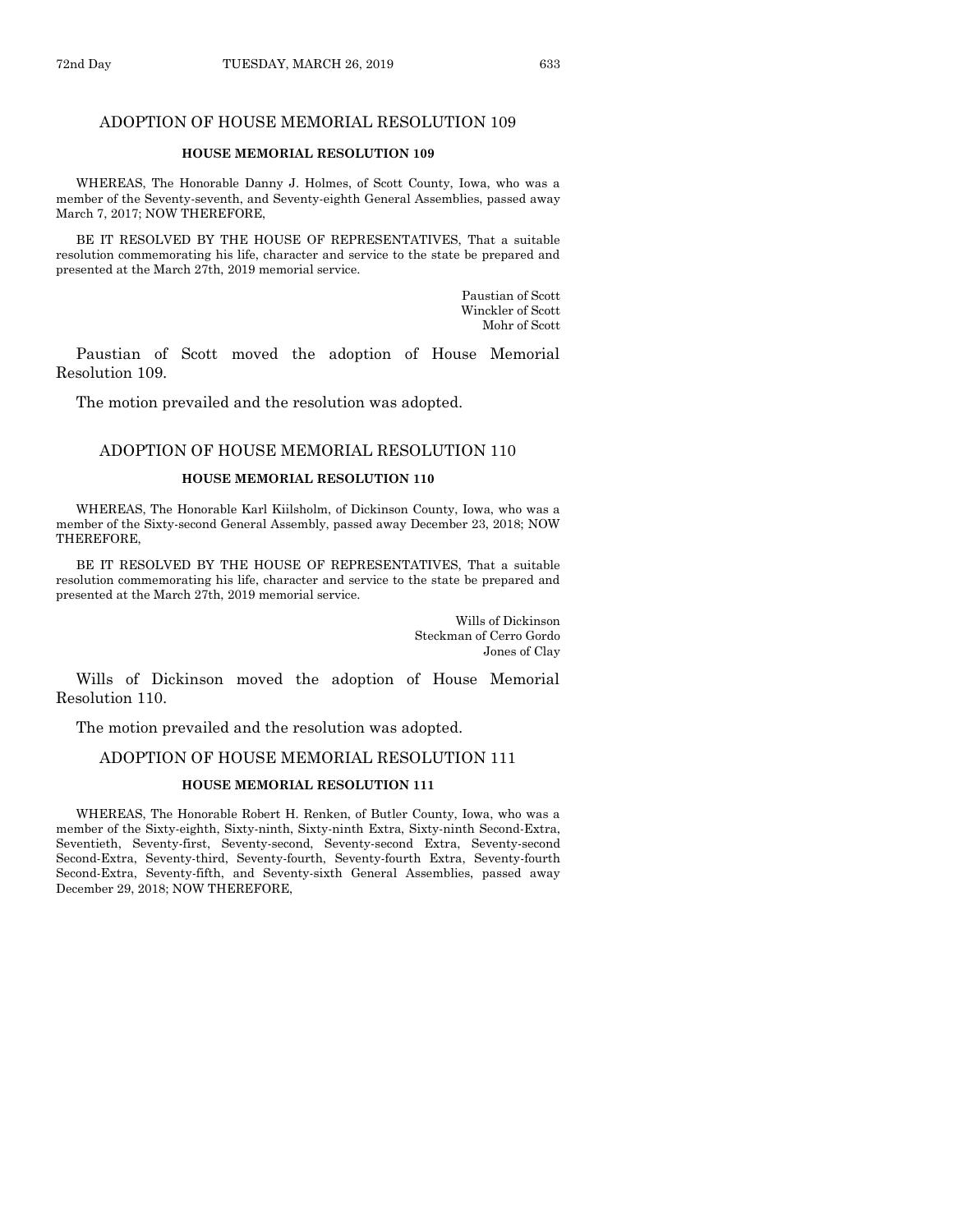## ADOPTION OF HOUSE MEMORIAL RESOLUTION 109

### HOUSE MEMORIAL RESOLUTION 109

WHEREAS, The Honorable Danny J. Holmes, of Scott County, Iowa, who was a member of the Seventy-seventh, and Seventy-eighth General Assemblies, passed away March 7, 2017; NOW THEREFORE,

BE IT RESOLVED BY THE HOUSE OF REPRESENTATIVES, That a suitable resolution commemorating his life, character and service to the state be prepared and presented at the March 27th, 2019 memorial service.

Paustian of Scott
Winckler of Scott
Mohr of Scott

Paustian of Scott moved the adoption of House Memorial Resolution 109.

The motion prevailed and the resolution was adopted.

## ADOPTION OF HOUSE MEMORIAL RESOLUTION 110

### HOUSE MEMORIAL RESOLUTION 110

WHEREAS, The Honorable Karl Kiilsholm, of Dickinson County, Iowa, who was a member of the Sixty-second General Assembly, passed away December 23, 2018; NOW THEREFORE,

BE IT RESOLVED BY THE HOUSE OF REPRESENTATIVES, That a suitable resolution commemorating his life, character and service to the state be prepared and presented at the March 27th, 2019 memorial service.

Wills of Dickinson
Steckman of Cerro Gordo
Jones of Clay

Wills of Dickinson moved the adoption of House Memorial Resolution 110.

The motion prevailed and the resolution was adopted.

## ADOPTION OF HOUSE MEMORIAL RESOLUTION 111

### HOUSE MEMORIAL RESOLUTION 111

WHEREAS, The Honorable Robert H. Renken, of Butler County, Iowa, who was a member of the Sixty-eighth, Sixty-ninth, Sixty-ninth Extra, Sixty-ninth Second-Extra, Seventieth, Seventy-first, Seventy-second, Seventy-second Extra, Seventy-second Second-Extra, Seventy-third, Seventy-fourth, Seventy-fourth Extra, Seventy-fourth Second-Extra, Seventy-fifth, and Seventy-sixth General Assemblies, passed away December 29, 2018; NOW THEREFORE,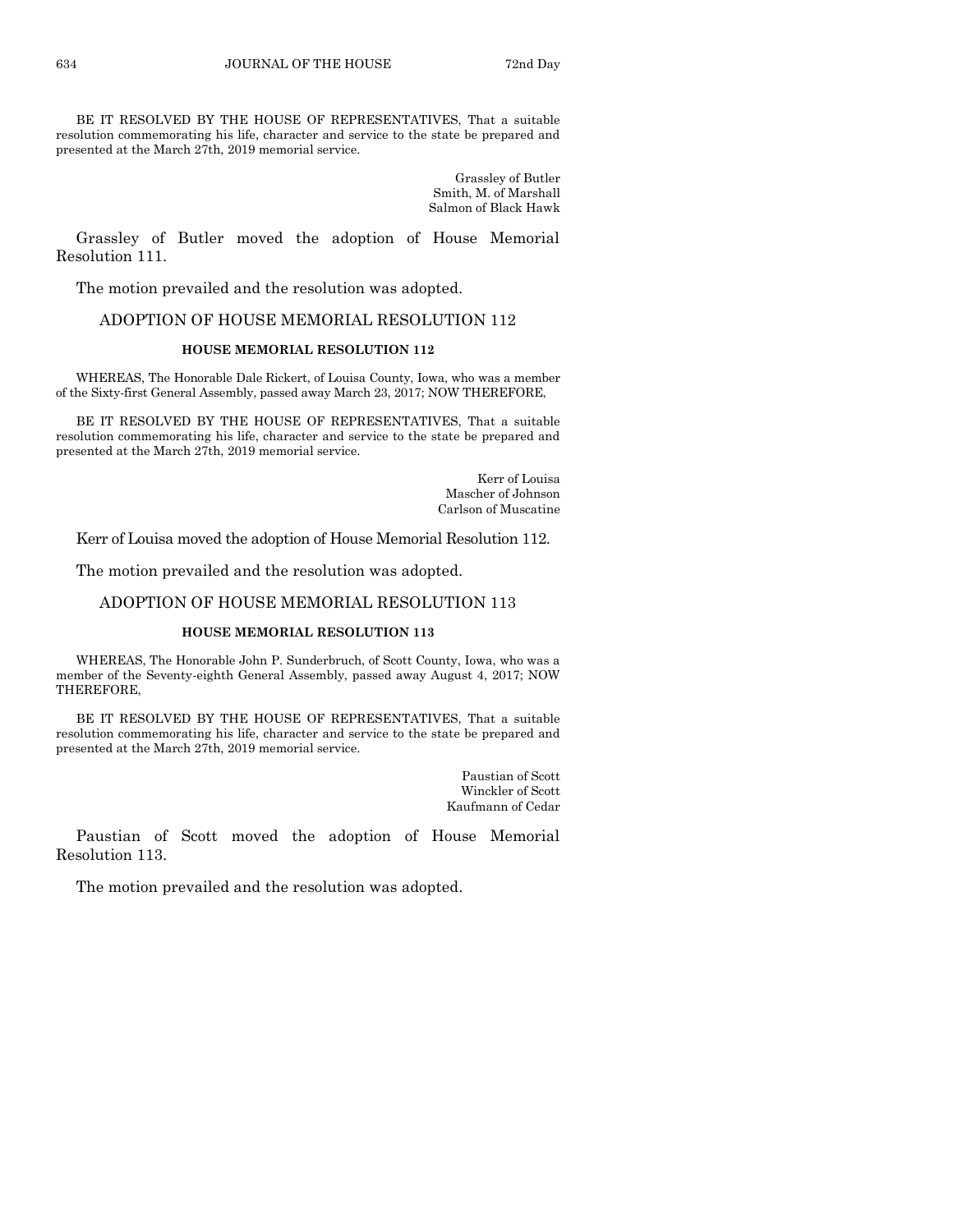BE IT RESOLVED BY THE HOUSE OF REPRESENTATIVES, That a suitable resolution commemorating his life, character and service to the state be prepared and presented at the March 27th, 2019 memorial service.

Grassley of Butler
Smith, M. of Marshall
Salmon of Black Hawk

Grassley of Butler moved the adoption of House Memorial Resolution 111.

The motion prevailed and the resolution was adopted.

## ADOPTION OF HOUSE MEMORIAL RESOLUTION 112

### HOUSE MEMORIAL RESOLUTION 112

WHEREAS, The Honorable Dale Rickert, of Louisa County, Iowa, who was a member of the Sixty-first General Assembly, passed away March 23, 2017; NOW THEREFORE,

BE IT RESOLVED BY THE HOUSE OF REPRESENTATIVES, That a suitable resolution commemorating his life, character and service to the state be prepared and presented at the March 27th, 2019 memorial service.

Kerr of Louisa
Mascher of Johnson
Carlson of Muscatine

Kerr of Louisa moved the adoption of House Memorial Resolution 112.

The motion prevailed and the resolution was adopted.

## ADOPTION OF HOUSE MEMORIAL RESOLUTION 113

### HOUSE MEMORIAL RESOLUTION 113

WHEREAS, The Honorable John P. Sunderbruch, of Scott County, Iowa, who was a member of the Seventy-eighth General Assembly, passed away August 4, 2017; NOW THEREFORE,

BE IT RESOLVED BY THE HOUSE OF REPRESENTATIVES, That a suitable resolution commemorating his life, character and service to the state be prepared and presented at the March 27th, 2019 memorial service.

Paustian of Scott
Winckler of Scott
Kaufmann of Cedar

Paustian of Scott moved the adoption of House Memorial Resolution 113.

The motion prevailed and the resolution was adopted.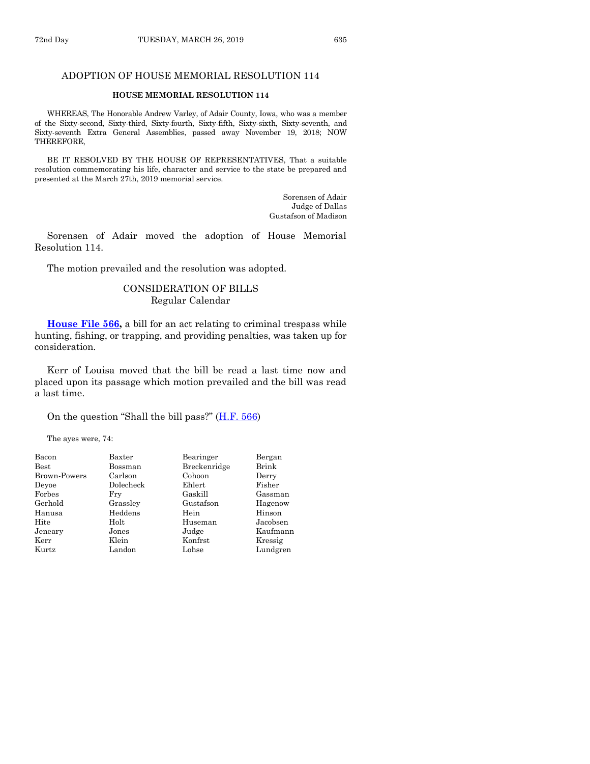## ADOPTION OF HOUSE MEMORIAL RESOLUTION 114

**HOUSE MEMORIAL RESOLUTION 114**

WHEREAS, The Honorable Andrew Varley, of Adair County, Iowa, who was a member of the Sixty-second, Sixty-third, Sixty-fourth, Sixty-fifth, Sixty-sixth, Sixty-seventh, and Sixty-seventh Extra General Assemblies, passed away November 19, 2018; NOW THEREFORE,

BE IT RESOLVED BY THE HOUSE OF REPRESENTATIVES, That a suitable resolution commemorating his life, character and service to the state be prepared and presented at the March 27th, 2019 memorial service.

Sorensen of Adair
Judge of Dallas
Gustafson of Madison

Sorensen of Adair moved the adoption of House Memorial Resolution 114.

The motion prevailed and the resolution was adopted.

## CONSIDERATION OF BILLS
### Regular Calendar

**House File 566,** a bill for an act relating to criminal trespass while hunting, fishing, or trapping, and providing penalties, was taken up for consideration.

Kerr of Louisa moved that the bill be read a last time now and placed upon its passage which motion prevailed and the bill was read a last time.

On the question "Shall the bill pass?" (H.F. 566)

The ayes were, 74:

| | | | |
|---|---|---|---|
| Bacon | Baxter | Bearinger | Bergan |
| Best | Bossman | Breckenridge | Brink |
| Brown-Powers | Carlson | Cohoon | Derry |
| Deyoe | Dolecheck | Ehlert | Fisher |
| Forbes | Fry | Gaskill | Gassman |
| Gerhold | Grassley | Gustafson | Hagenow |
| Hanusa | Heddens | Hein | Hinson |
| Hite | Holt | Huseman | Jacobsen |
| Jeneary | Jones | Judge | Kaufmann |
| Kerr | Klein | Konfrst | Kressig |
| Kurtz | Landon | Lohse | Lundgren |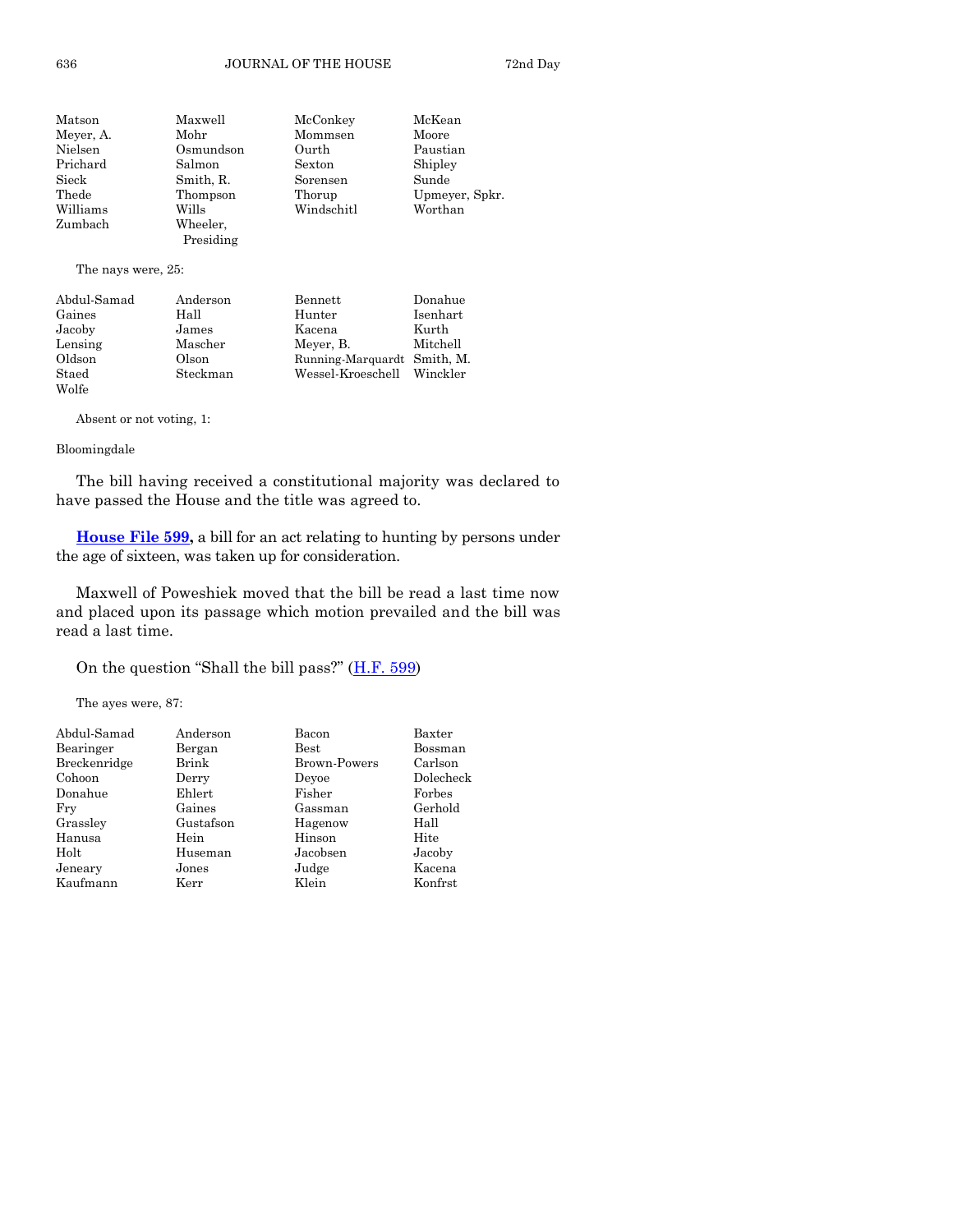| | | | |
|---|---|---|---|
| Matson | Maxwell | McConkey | McKean |
| Meyer, A. | Mohr | Mommsen | Moore |
| Nielsen | Osmundson | Ourth | Paustian |
| Prichard | Salmon | Sexton | Shipley |
| Sieck | Smith, R. | Sorensen | Sunde |
| Thede | Thompson | Thorup | Upmeyer, Spkr. |
| Williams | Wills | Windschitl | Worthan |
| Zumbach | Wheeler, Presiding | | |

The nays were, 25:

| | | | |
|---|---|---|---|
| Abdul-Samad | Anderson | Bennett | Donahue |
| Gaines | Hall | Hunter | Isenhart |
| Jacoby | James | Kacena | Kurth |
| Lensing | Mascher | Meyer, B. | Mitchell |
| Oldson | Olson | Running-Marquardt | Smith, M. |
| Staed | Steckman | Wessel-Kroeschell | Winckler |
| Wolfe | | | |

Absent or not voting, 1:

Bloomingdale

The bill having received a constitutional majority was declared to have passed the House and the title was agreed to.

**House File 599,** a bill for an act relating to hunting by persons under the age of sixteen, was taken up for consideration.

Maxwell of Poweshiek moved that the bill be read a last time now and placed upon its passage which motion prevailed and the bill was read a last time.

On the question "Shall the bill pass?" (H.F. 599)

The ayes were, 87:

| | | | |
|---|---|---|---|
| Abdul-Samad | Anderson | Bacon | Baxter |
| Bearinger | Bergan | Best | Bossman |
| Breckenridge | Brink | Brown-Powers | Carlson |
| Cohoon | Derry | Deyoe | Dolecheck |
| Donahue | Ehlert | Fisher | Forbes |
| Fry | Gaines | Gassman | Gerhold |
| Grassley | Gustafson | Hagenow | Hall |
| Hanusa | Hein | Hinson | Hite |
| Holt | Huseman | Jacobsen | Jacoby |
| Jeneary | Jones | Judge | Kacena |
| Kaufmann | Kerr | Klein | Konfrst |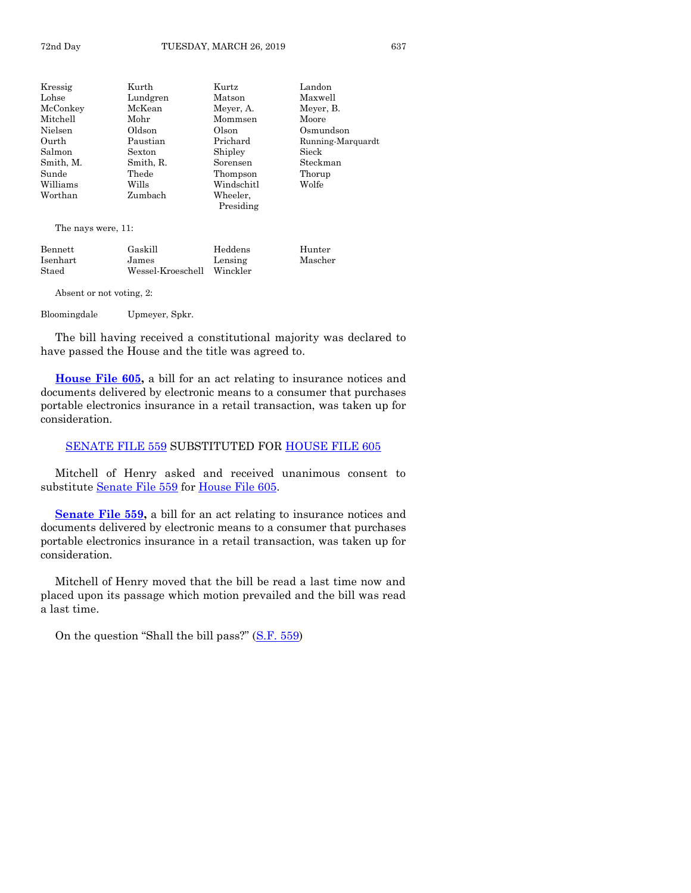| | | | |
|---|---|---|---|
| Kressig | Kurth | Kurtz | Landon |
| Lohse | Lundgren | Matson | Maxwell |
| McConkey | McKean | Meyer, A. | Meyer, B. |
| Mitchell | Mohr | Mommsen | Moore |
| Nielsen | Oldson | Olson | Osmundson |
| Ourth | Paustian | Prichard | Running-Marquardt |
| Salmon | Sexton | Shipley | Sieck |
| Smith, M. | Smith, R. | Sorensen | Steckman |
| Sunde | Thede | Thompson | Thorup |
| Williams | Wills | Windschitl | Wolfe |
| Worthan | Zumbach | Wheeler, Presiding | |

The nays were, 11:

| | | | |
|---|---|---|---|
| Bennett | Gaskill | Heddens | Hunter |
| Isenhart | James | Lensing | Mascher |
| Staed | Wessel-Kroeschell | Winckler | |

Absent or not voting, 2:

| | |
|---|---|
| Bloomingdale | Upmeyer, Spkr. |

The bill having received a constitutional majority was declared to have passed the House and the title was agreed to.

**House File 605,** a bill for an act relating to insurance notices and documents delivered by electronic means to a consumer that purchases portable electronics insurance in a retail transaction, was taken up for consideration.

SENATE FILE 559 SUBSTITUTED FOR HOUSE FILE 605

Mitchell of Henry asked and received unanimous consent to substitute Senate File 559 for House File 605.

**Senate File 559,** a bill for an act relating to insurance notices and documents delivered by electronic means to a consumer that purchases portable electronics insurance in a retail transaction, was taken up for consideration.

Mitchell of Henry moved that the bill be read a last time now and placed upon its passage which motion prevailed and the bill was read a last time.

On the question "Shall the bill pass?" (S.F. 559)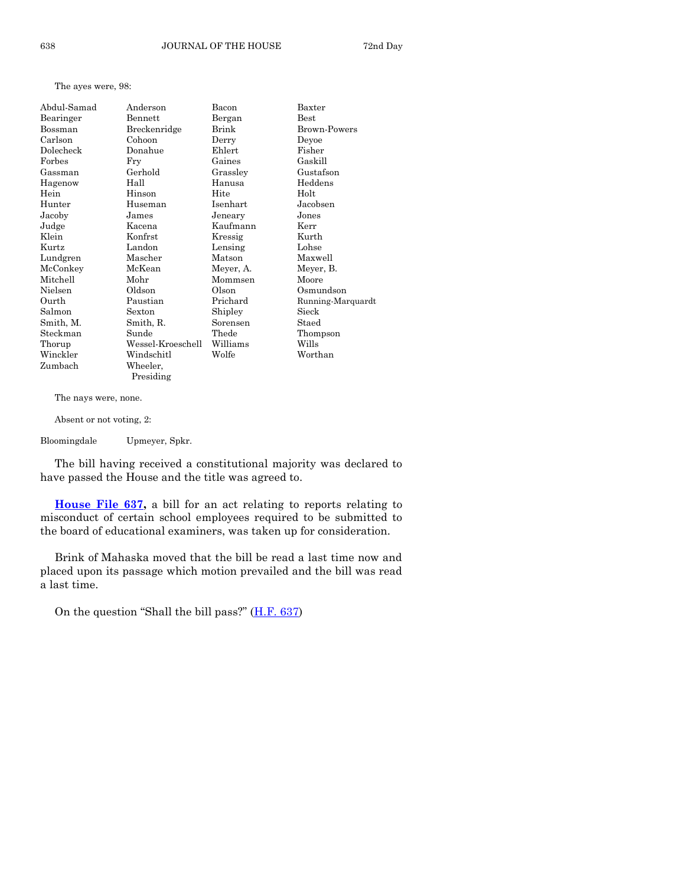The ayes were, 98:

| | | | |
|---|---|---|---|
| Abdul-Samad | Anderson | Bacon | Baxter |
| Bearinger | Bennett | Bergan | Best |
| Bossman | Breckenridge | Brink | Brown-Powers |
| Carlson | Cohoon | Derry | Deyoe |
| Dolecheck | Donahue | Ehlert | Fisher |
| Forbes | Fry | Gaines | Gaskill |
| Gassman | Gerhold | Grassley | Gustafson |
| Hagenow | Hall | Hanusa | Heddens |
| Hein | Hinson | Hite | Holt |
| Hunter | Huseman | Isenhart | Jacobsen |
| Jacoby | James | Jeneary | Jones |
| Judge | Kacena | Kaufmann | Kerr |
| Klein | Konfrst | Kressig | Kurth |
| Kurtz | Landon | Lensing | Lohse |
| Lundgren | Mascher | Matson | Maxwell |
| McConkey | McKean | Meyer, A. | Meyer, B. |
| Mitchell | Mohr | Mommsen | Moore |
| Nielsen | Oldson | Olson | Osmundson |
| Ourth | Paustian | Prichard | Running-Marquardt |
| Salmon | Sexton | Shipley | Sieck |
| Smith, M. | Smith, R. | Sorensen | Staed |
| Steckman | Sunde | Thede | Thompson |
| Thorup | Wessel-Kroeschell | Williams | Wills |
| Winckler | Windschitl | Wolfe | Worthan |
| Zumbach | Wheeler, Presiding | | |

The nays were, none.

Absent or not voting, 2:

| | |
|---|---|
| Bloomingdale | Upmeyer, Spkr. |

The bill having received a constitutional majority was declared to have passed the House and the title was agreed to.

**House File 637,** a bill for an act relating to reports relating to misconduct of certain school employees required to be submitted to the board of educational examiners, was taken up for consideration.

Brink of Mahaska moved that the bill be read a last time now and placed upon its passage which motion prevailed and the bill was read a last time.

On the question "Shall the bill pass?" (H.F. 637)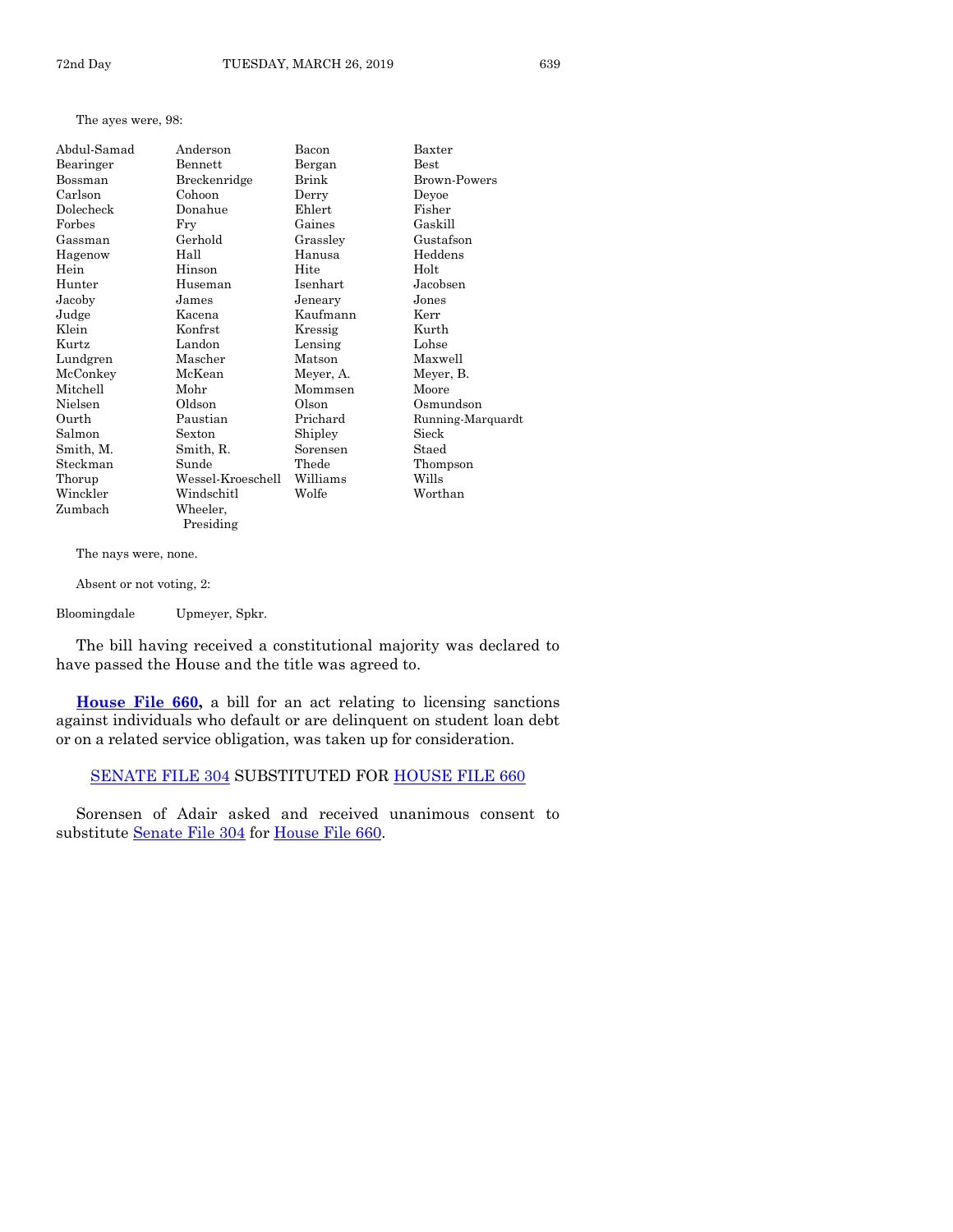The ayes were, 98:

| | | | |
|---|---|---|---|
| Abdul-Samad | Anderson | Bacon | Baxter |
| Bearinger | Bennett | Bergan | Best |
| Bossman | Breckenridge | Brink | Brown-Powers |
| Carlson | Cohoon | Derry | Deyoe |
| Dolecheck | Donahue | Ehlert | Fisher |
| Forbes | Fry | Gaines | Gaskill |
| Gassman | Gerhold | Grassley | Gustafson |
| Hagenow | Hall | Hanusa | Heddens |
| Hein | Hinson | Hite | Holt |
| Hunter | Huseman | Isenhart | Jacobsen |
| Jacoby | James | Jeneary | Jones |
| Judge | Kacena | Kaufmann | Kerr |
| Klein | Konfrst | Kressig | Kurth |
| Kurtz | Landon | Lensing | Lohse |
| Lundgren | Mascher | Matson | Maxwell |
| McConkey | McKean | Meyer, A. | Meyer, B. |
| Mitchell | Mohr | Mommsen | Moore |
| Nielsen | Oldson | Olson | Osmundson |
| Ourth | Paustian | Prichard | Running-Marquardt |
| Salmon | Sexton | Shipley | Sieck |
| Smith, M. | Smith, R. | Sorensen | Staed |
| Steckman | Sunde | Thede | Thompson |
| Thorup | Wessel-Kroeschell | Williams | Wills |
| Winckler | Windschitl | Wolfe | Worthan |
| Zumbach | Wheeler, Presiding | | |

The nays were, none.

Absent or not voting, 2:

| | |
|---|---|
| Bloomingdale | Upmeyer, Spkr. |

The bill having received a constitutional majority was declared to have passed the House and the title was agreed to.

**House File 660,** a bill for an act relating to licensing sanctions against individuals who default or are delinquent on student loan debt or on a related service obligation, was taken up for consideration.

SENATE FILE 304 SUBSTITUTED FOR HOUSE FILE 660

Sorensen of Adair asked and received unanimous consent to substitute Senate File 304 for House File 660.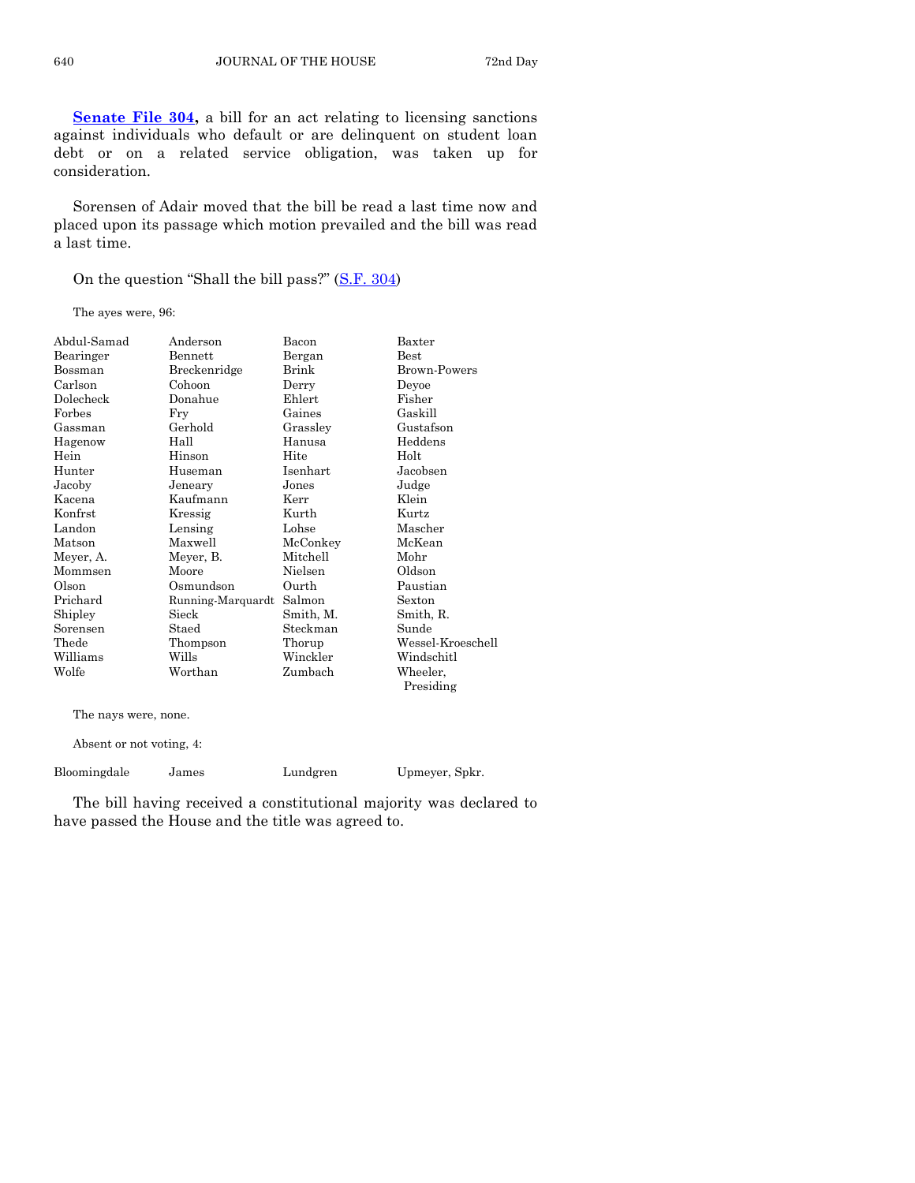**Senate File 304,** a bill for an act relating to licensing sanctions against individuals who default or are delinquent on student loan debt or on a related service obligation, was taken up for consideration.

Sorensen of Adair moved that the bill be read a last time now and placed upon its passage which motion prevailed and the bill was read a last time.

On the question "Shall the bill pass?" (S.F. 304)

The ayes were, 96:

| | | | |
|---|---|---|---|
| Abdul-Samad | Anderson | Bacon | Baxter |
| Bearinger | Bennett | Bergan | Best |
| Bossman | Breckenridge | Brink | Brown-Powers |
| Carlson | Cohoon | Derry | Deyoe |
| Dolecheck | Donahue | Ehlert | Fisher |
| Forbes | Fry | Gaines | Gaskill |
| Gassman | Gerhold | Grassley | Gustafson |
| Hagenow | Hall | Hanusa | Heddens |
| Hein | Hinson | Hite | Holt |
| Hunter | Huseman | Isenhart | Jacobsen |
| Jacoby | Jeneary | Jones | Judge |
| Kacena | Kaufmann | Kerr | Klein |
| Konfrst | Kressig | Kurth | Kurtz |
| Landon | Lensing | Lohse | Mascher |
| Matson | Maxwell | McConkey | McKean |
| Meyer, A. | Meyer, B. | Mitchell | Mohr |
| Mommsen | Moore | Nielsen | Oldson |
| Olson | Osmundson | Ourth | Paustian |
| Prichard | Running-Marquardt | Salmon | Sexton |
| Shipley | Sieck | Smith, M. | Smith, R. |
| Sorensen | Staed | Steckman | Sunde |
| Thede | Thompson | Thorup | Wessel-Kroeschell |
| Williams | Wills | Winckler | Windschitl |
| Wolfe | Worthan | Zumbach | Wheeler, Presiding |

The nays were, none.

Absent or not voting, 4:

| | | | |
|---|---|---|---|
| Bloomingdale | James | Lundgren | Upmeyer, Spkr. |

The bill having received a constitutional majority was declared to have passed the House and the title was agreed to.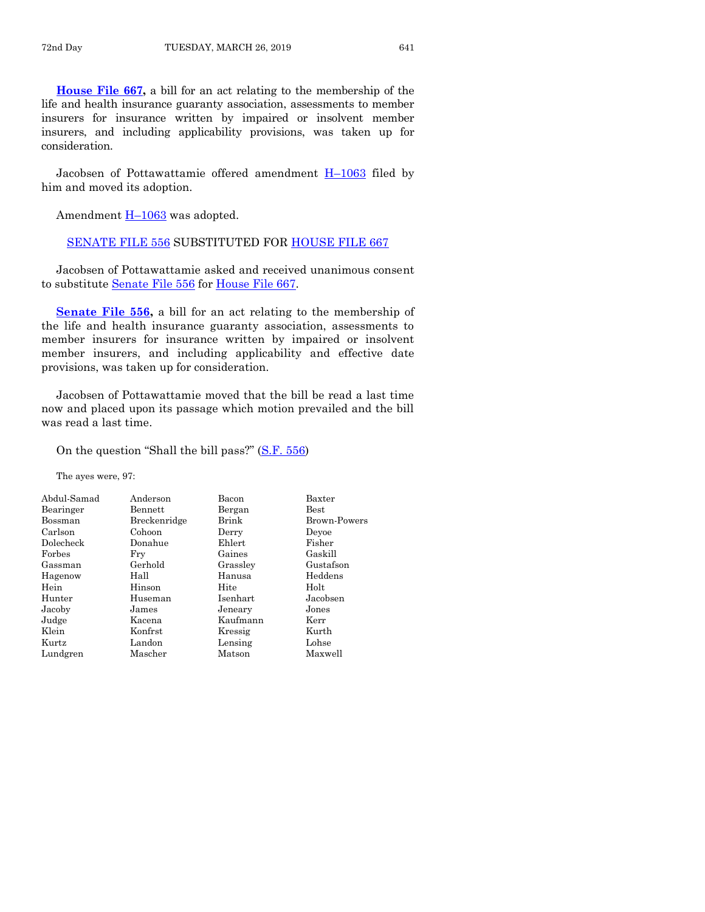**House File 667,** a bill for an act relating to the membership of the life and health insurance guaranty association, assessments to member insurers for insurance written by impaired or insolvent member insurers, and including applicability provisions, was taken up for consideration.

Jacobsen of Pottawattamie offered amendment H–1063 filed by him and moved its adoption.

Amendment H–1063 was adopted.

SENATE FILE 556 SUBSTITUTED FOR HOUSE FILE 667

Jacobsen of Pottawattamie asked and received unanimous consent to substitute Senate File 556 for House File 667.

**Senate File 556,** a bill for an act relating to the membership of the life and health insurance guaranty association, assessments to member insurers for insurance written by impaired or insolvent member insurers, and including applicability and effective date provisions, was taken up for consideration.

Jacobsen of Pottawattamie moved that the bill be read a last time now and placed upon its passage which motion prevailed and the bill was read a last time.

On the question "Shall the bill pass?" (S.F. 556)

The ayes were, 97:

| | | | |
|---|---|---|---|
| Abdul-Samad | Anderson | Bacon | Baxter |
| Bearinger | Bennett | Bergan | Best |
| Bossman | Breckenridge | Brink | Brown-Powers |
| Carlson | Cohoon | Derry | Deyoe |
| Dolecheck | Donahue | Ehlert | Fisher |
| Forbes | Fry | Gaines | Gaskill |
| Gassman | Gerhold | Grassley | Gustafson |
| Hagenow | Hall | Hanusa | Heddens |
| Hein | Hinson | Hite | Holt |
| Hunter | Huseman | Isenhart | Jacobsen |
| Jacoby | James | Jeneary | Jones |
| Judge | Kacena | Kaufmann | Kerr |
| Klein | Konfrst | Kressig | Kurth |
| Kurtz | Landon | Lensing | Lohse |
| Lundgren | Mascher | Matson | Maxwell |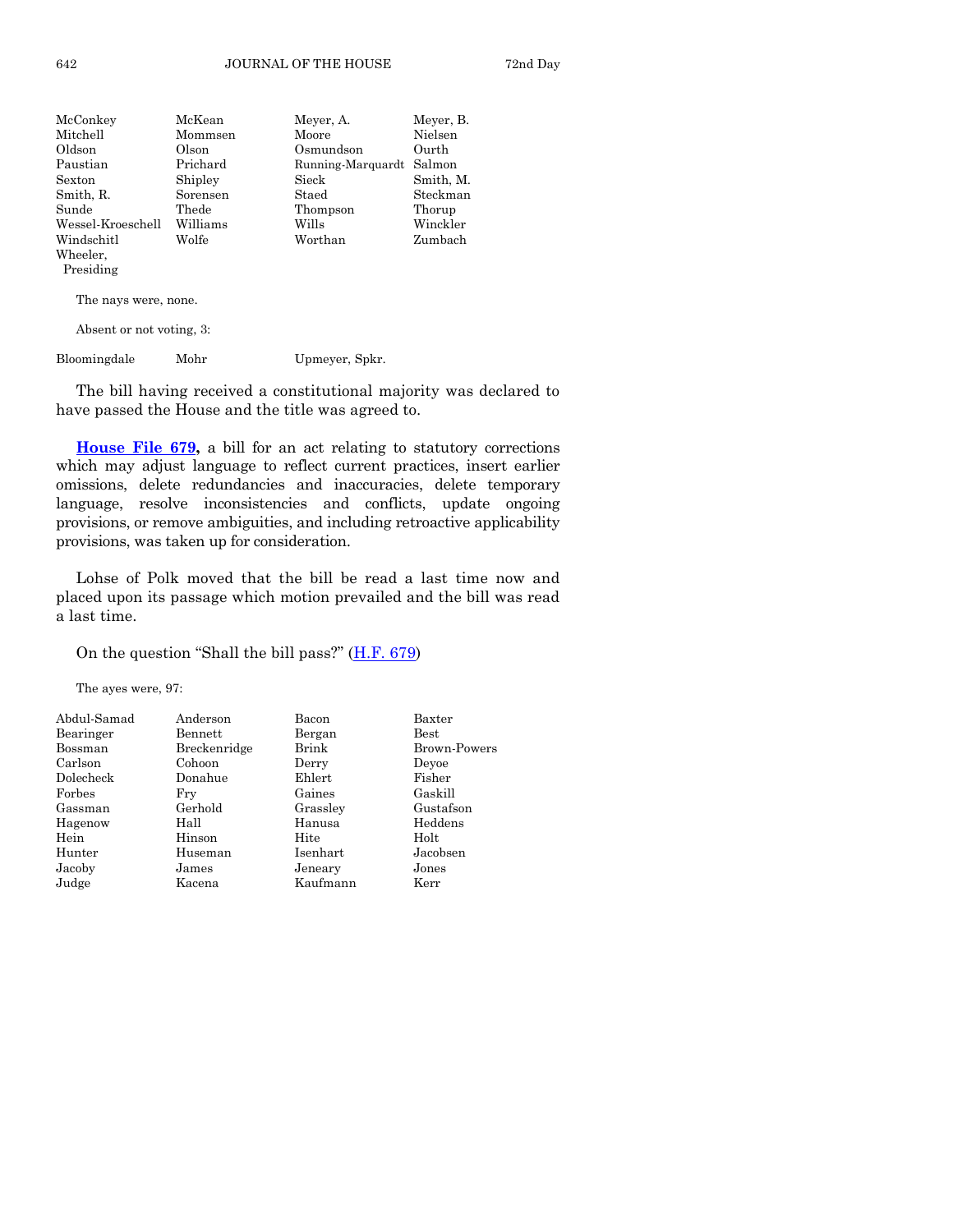| | | | |
|---|---|---|---|
| McConkey | McKean | Meyer, A. | Meyer, B. |
| Mitchell | Mommsen | Moore | Nielsen |
| Oldson | Olson | Osmundson | Ourth |
| Paustian | Prichard | Running-Marquardt | Salmon |
| Sexton | Shipley | Sieck | Smith, M. |
| Smith, R. | Sorensen | Staed | Steckman |
| Sunde | Thede | Thompson | Thorup |
| Wessel-Kroeschell | Williams | Wills | Winckler |
| Windschitl | Wolfe | Worthan | Zumbach |
| Wheeler, Presiding | | | |

The nays were, none.

Absent or not voting, 3:

| | | |
|---|---|---|
| Bloomingdale | Mohr | Upmeyer, Spkr. |

The bill having received a constitutional majority was declared to have passed the House and the title was agreed to.

**House File 679,** a bill for an act relating to statutory corrections which may adjust language to reflect current practices, insert earlier omissions, delete redundancies and inaccuracies, delete temporary language, resolve inconsistencies and conflicts, update ongoing provisions, or remove ambiguities, and including retroactive applicability provisions, was taken up for consideration.

Lohse of Polk moved that the bill be read a last time now and placed upon its passage which motion prevailed and the bill was read a last time.

On the question "Shall the bill pass?" (H.F. 679)

The ayes were, 97:

| | | | |
|---|---|---|---|
| Abdul-Samad | Anderson | Bacon | Baxter |
| Bearinger | Bennett | Bergan | Best |
| Bossman | Breckenridge | Brink | Brown-Powers |
| Carlson | Cohoon | Derry | Deyoe |
| Dolecheck | Donahue | Ehlert | Fisher |
| Forbes | Fry | Gaines | Gaskill |
| Gassman | Gerhold | Grassley | Gustafson |
| Hagenow | Hall | Hanusa | Heddens |
| Hein | Hinson | Hite | Holt |
| Hunter | Huseman | Isenhart | Jacobsen |
| Jacoby | James | Jeneary | Jones |
| Judge | Kacena | Kaufmann | Kerr |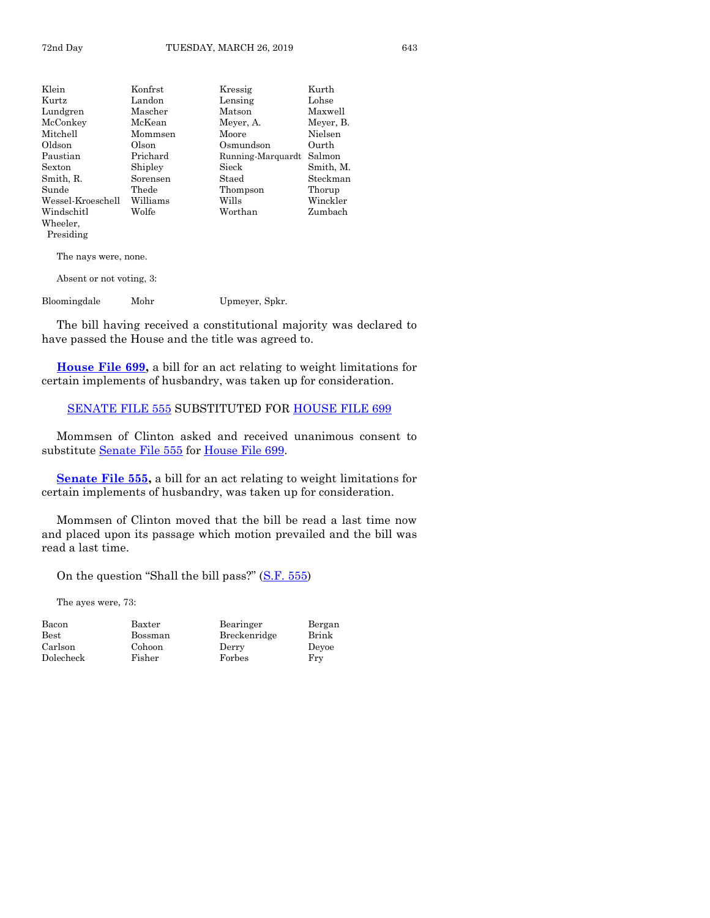| | | | |
|---|---|---|---|
| Klein | Konfrst | Kressig | Kurth |
| Kurtz | Landon | Lensing | Lohse |
| Lundgren | Mascher | Matson | Maxwell |
| McConkey | McKean | Meyer, A. | Meyer, B. |
| Mitchell | Mommsen | Moore | Nielsen |
| Oldson | Olson | Osmundson | Ourth |
| Paustian | Prichard | Running-Marquardt | Salmon |
| Sexton | Shipley | Sieck | Smith, M. |
| Smith, R. | Sorensen | Staed | Steckman |
| Sunde | Thede | Thompson | Thorup |
| Wessel-Kroeschell | Williams | Wills | Winckler |
| Windschitl | Wolfe | Worthan | Zumbach |
| Wheeler, Presiding | | | |

The nays were, none.

Absent or not voting, 3:

| | | |
|---|---|---|
| Bloomingdale | Mohr | Upmeyer, Spkr. |

The bill having received a constitutional majority was declared to have passed the House and the title was agreed to.

**House File 699,** a bill for an act relating to weight limitations for certain implements of husbandry, was taken up for consideration.

SENATE FILE 555 SUBSTITUTED FOR HOUSE FILE 699

Mommsen of Clinton asked and received unanimous consent to substitute Senate File 555 for House File 699.

**Senate File 555,** a bill for an act relating to weight limitations for certain implements of husbandry, was taken up for consideration.

Mommsen of Clinton moved that the bill be read a last time now and placed upon its passage which motion prevailed and the bill was read a last time.

On the question "Shall the bill pass?" (S.F. 555)

The ayes were, 73:

| | | | |
|---|---|---|---|
| Bacon | Baxter | Bearinger | Bergan |
| Best | Bossman | Breckenridge | Brink |
| Carlson | Cohoon | Derry | Deyoe |
| Dolecheck | Fisher | Forbes | Fry |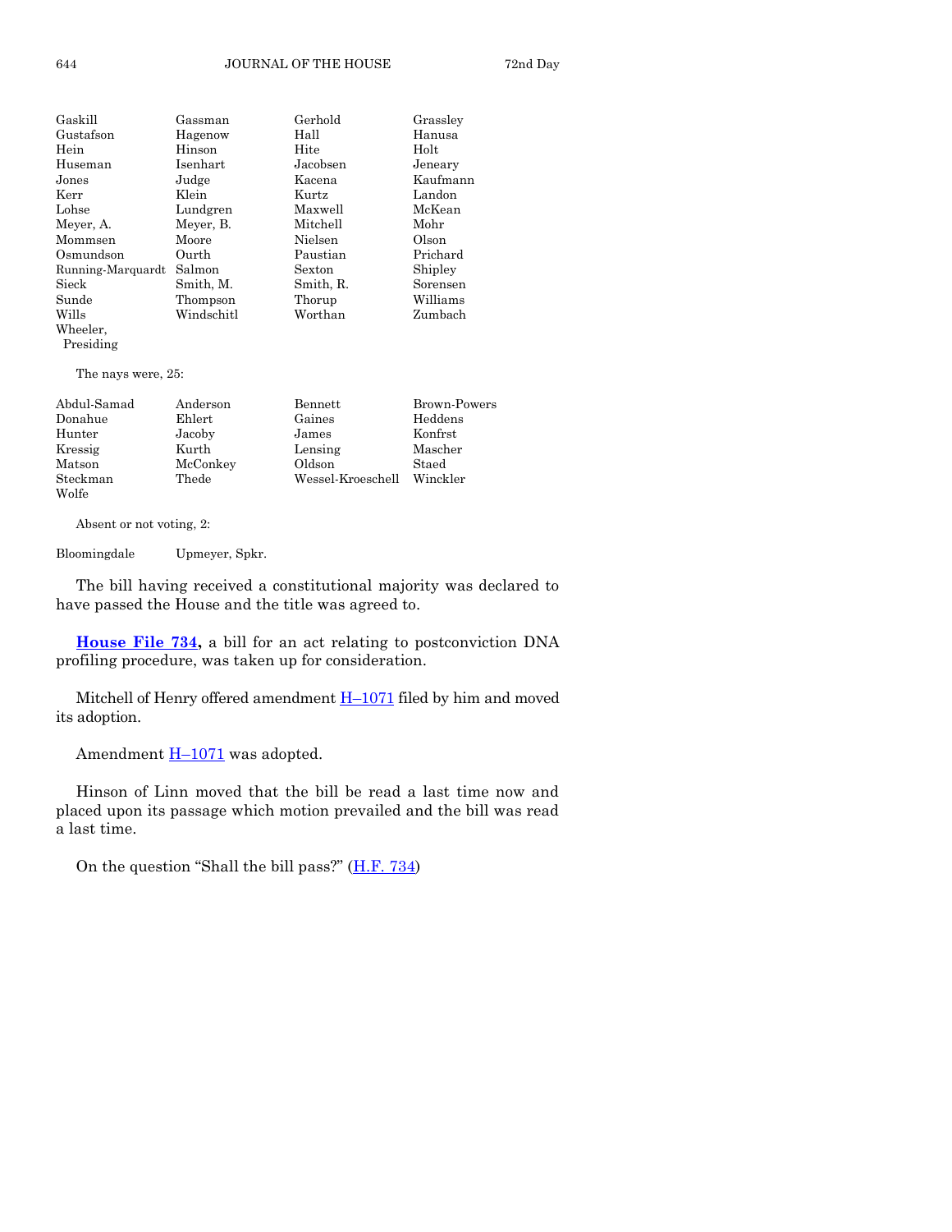| | | | |
|---|---|---|---|
| Gaskill | Gassman | Gerhold | Grassley |
| Gustafson | Hagenow | Hall | Hanusa |
| Hein | Hinson | Hite | Holt |
| Huseman | Isenhart | Jacobsen | Jeneary |
| Jones | Judge | Kacena | Kaufmann |
| Kerr | Klein | Kurtz | Landon |
| Lohse | Lundgren | Maxwell | McKean |
| Meyer, A. | Meyer, B. | Mitchell | Mohr |
| Mommsen | Moore | Nielsen | Olson |
| Osmundson | Ourth | Paustian | Prichard |
| Running-Marquardt | Salmon | Sexton | Shipley |
| Sieck | Smith, M. | Smith, R. | Sorensen |
| Sunde | Thompson | Thorup | Williams |
| Wills | Windschitl | Worthan | Zumbach |
| Wheeler, Presiding | | | |

The nays were, 25:

| | | | |
|---|---|---|---|
| Abdul-Samad | Anderson | Bennett | Brown-Powers |
| Donahue | Ehlert | Gaines | Heddens |
| Hunter | Jacoby | James | Konfrst |
| Kressig | Kurth | Lensing | Mascher |
| Matson | McConkey | Oldson | Staed |
| Steckman | Thede | Wessel-Kroeschell | Winckler |
| Wolfe | | | |

Absent or not voting, 2:

| | |
|---|---|
| Bloomingdale | Upmeyer, Spkr. |

The bill having received a constitutional majority was declared to have passed the House and the title was agreed to.

**House File 734,** a bill for an act relating to postconviction DNA profiling procedure, was taken up for consideration.

Mitchell of Henry offered amendment H–1071 filed by him and moved its adoption.

Amendment H–1071 was adopted.

Hinson of Linn moved that the bill be read a last time now and placed upon its passage which motion prevailed and the bill was read a last time.

On the question "Shall the bill pass?" (H.F. 734)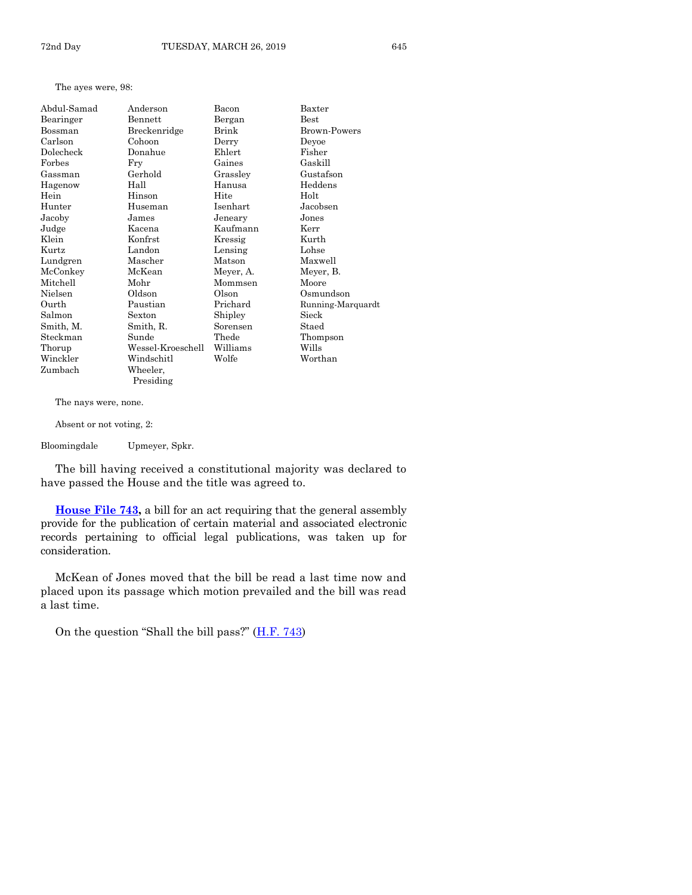The ayes were, 98:

| | | | |
|---|---|---|---|
| Abdul-Samad | Anderson | Bacon | Baxter |
| Bearinger | Bennett | Bergan | Best |
| Bossman | Breckenridge | Brink | Brown-Powers |
| Carlson | Cohoon | Derry | Deyoe |
| Dolecheck | Donahue | Ehlert | Fisher |
| Forbes | Fry | Gaines | Gaskill |
| Gassman | Gerhold | Grassley | Gustafson |
| Hagenow | Hall | Hanusa | Heddens |
| Hein | Hinson | Hite | Holt |
| Hunter | Huseman | Isenhart | Jacobsen |
| Jacoby | James | Jeneary | Jones |
| Judge | Kacena | Kaufmann | Kerr |
| Klein | Konfrst | Kressig | Kurth |
| Kurtz | Landon | Lensing | Lohse |
| Lundgren | Mascher | Matson | Maxwell |
| McConkey | McKean | Meyer, A. | Meyer, B. |
| Mitchell | Mohr | Mommsen | Moore |
| Nielsen | Oldson | Olson | Osmundson |
| Ourth | Paustian | Prichard | Running-Marquardt |
| Salmon | Sexton | Shipley | Sieck |
| Smith, M. | Smith, R. | Sorensen | Staed |
| Steckman | Sunde | Thede | Thompson |
| Thorup | Wessel-Kroeschell | Williams | Wills |
| Winckler | Windschitl | Wolfe | Worthan |
| Zumbach | Wheeler, Presiding | | |

The nays were, none.

Absent or not voting, 2:

| | |
|---|---|
| Bloomingdale | Upmeyer, Spkr. |

The bill having received a constitutional majority was declared to have passed the House and the title was agreed to.

**House File 743,** a bill for an act requiring that the general assembly provide for the publication of certain material and associated electronic records pertaining to official legal publications, was taken up for consideration.

McKean of Jones moved that the bill be read a last time now and placed upon its passage which motion prevailed and the bill was read a last time.

On the question "Shall the bill pass?" (H.F. 743)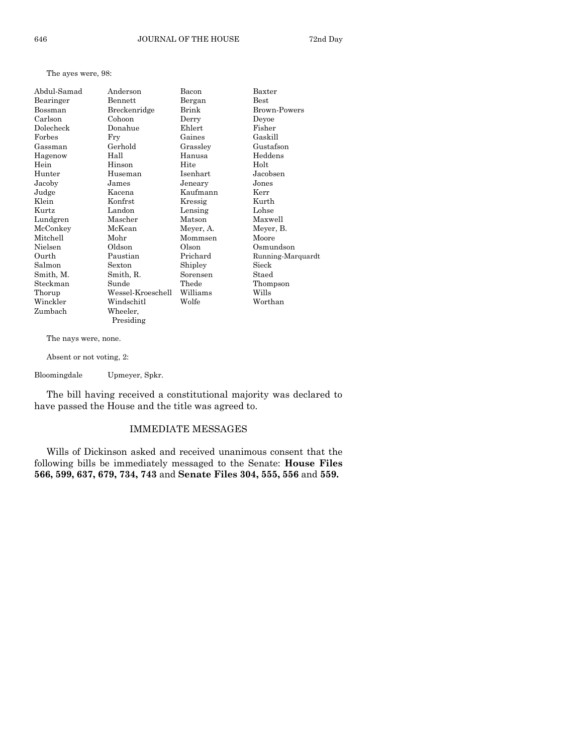The ayes were, 98:

| | | | |
|---|---|---|---|
| Abdul-Samad | Anderson | Bacon | Baxter |
| Bearinger | Bennett | Bergan | Best |
| Bossman | Breckenridge | Brink | Brown-Powers |
| Carlson | Cohoon | Derry | Deyoe |
| Dolecheck | Donahue | Ehlert | Fisher |
| Forbes | Fry | Gaines | Gaskill |
| Gassman | Gerhold | Grassley | Gustafson |
| Hagenow | Hall | Hanusa | Heddens |
| Hein | Hinson | Hite | Holt |
| Hunter | Huseman | Isenhart | Jacobsen |
| Jacoby | James | Jeneary | Jones |
| Judge | Kacena | Kaufmann | Kerr |
| Klein | Konfrst | Kressig | Kurth |
| Kurtz | Landon | Lensing | Lohse |
| Lundgren | Mascher | Matson | Maxwell |
| McConkey | McKean | Meyer, A. | Meyer, B. |
| Mitchell | Mohr | Mommsen | Moore |
| Nielsen | Oldson | Olson | Osmundson |
| Ourth | Paustian | Prichard | Running-Marquardt |
| Salmon | Sexton | Shipley | Sieck |
| Smith, M. | Smith, R. | Sorensen | Staed |
| Steckman | Sunde | Thede | Thompson |
| Thorup | Wessel-Kroeschell | Williams | Wills |
| Winckler | Windschitl | Wolfe | Worthan |
| Zumbach | Wheeler, Presiding | | |

The nays were, none.

Absent or not voting, 2:

Bloomingdale Upmeyer, Spkr.

The bill having received a constitutional majority was declared to have passed the House and the title was agreed to.

## IMMEDIATE MESSAGES

Wills of Dickinson asked and received unanimous consent that the following bills be immediately messaged to the Senate: **House Files 566, 599, 637, 679, 734, 743** and **Senate Files 304, 555, 556** and **559.**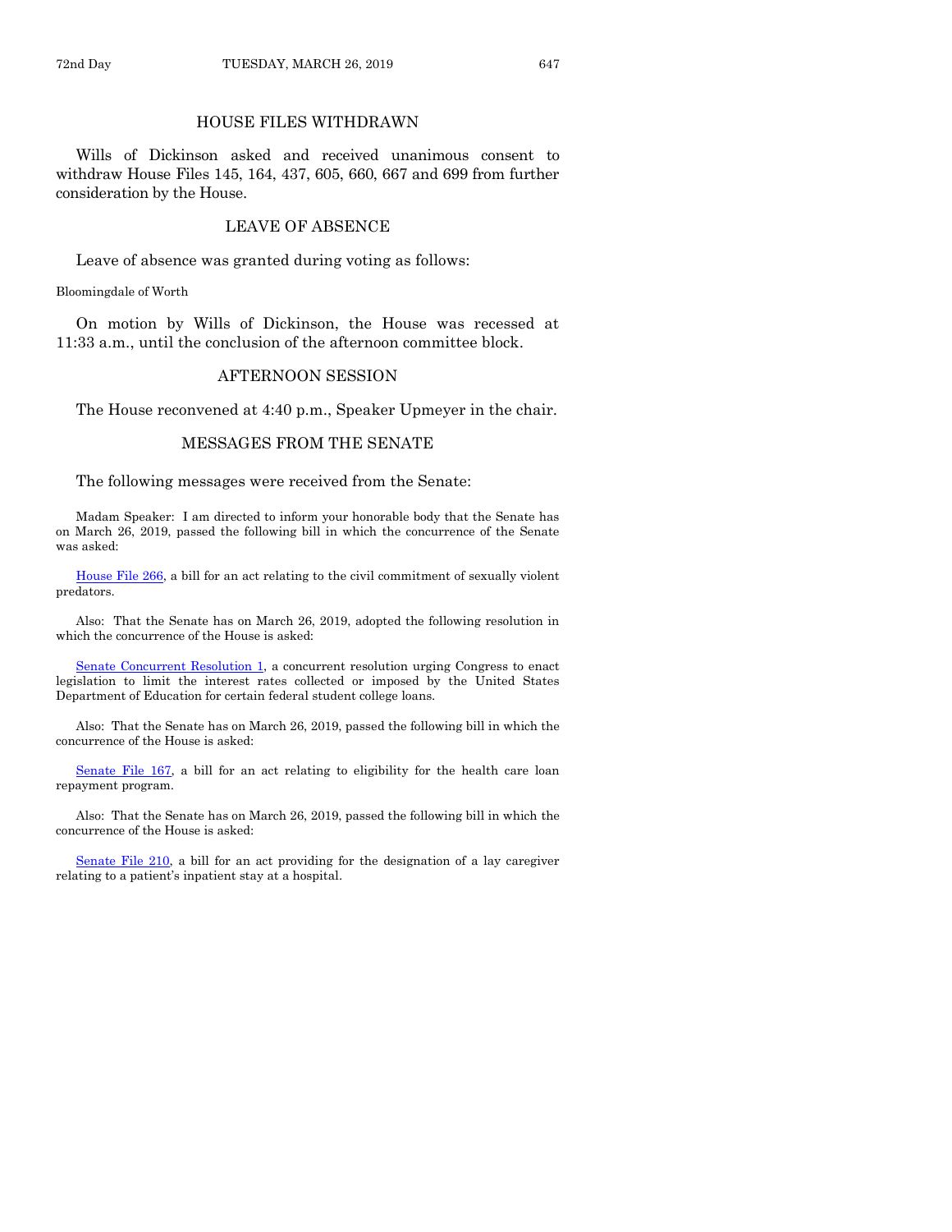## HOUSE FILES WITHDRAWN

Wills of Dickinson asked and received unanimous consent to withdraw House Files 145, 164, 437, 605, 660, 667 and 699 from further consideration by the House.

## LEAVE OF ABSENCE

Leave of absence was granted during voting as follows:

Bloomingdale of Worth

On motion by Wills of Dickinson, the House was recessed at 11:33 a.m., until the conclusion of the afternoon committee block.

## AFTERNOON SESSION

The House reconvened at 4:40 p.m., Speaker Upmeyer in the chair.

## MESSAGES FROM THE SENATE

The following messages were received from the Senate:

Madam Speaker: I am directed to inform your honorable body that the Senate has on March 26, 2019, passed the following bill in which the concurrence of the Senate was asked:

House File 266, a bill for an act relating to the civil commitment of sexually violent predators.

Also: That the Senate has on March 26, 2019, adopted the following resolution in which the concurrence of the House is asked:

Senate Concurrent Resolution 1, a concurrent resolution urging Congress to enact legislation to limit the interest rates collected or imposed by the United States Department of Education for certain federal student college loans.

Also: That the Senate has on March 26, 2019, passed the following bill in which the concurrence of the House is asked:

Senate File 167, a bill for an act relating to eligibility for the health care loan repayment program.

Also: That the Senate has on March 26, 2019, passed the following bill in which the concurrence of the House is asked:

Senate File 210, a bill for an act providing for the designation of a lay caregiver relating to a patient's inpatient stay at a hospital.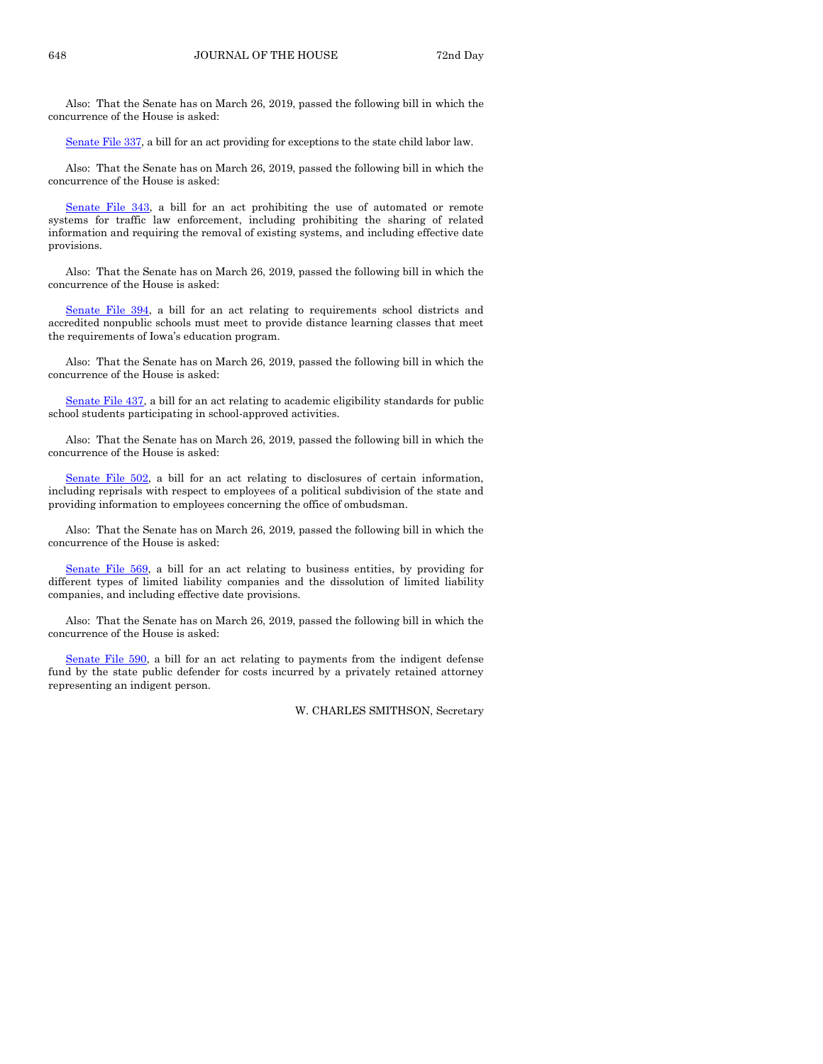Also: That the Senate has on March 26, 2019, passed the following bill in which the concurrence of the House is asked:

Senate File 337, a bill for an act providing for exceptions to the state child labor law.

Also: That the Senate has on March 26, 2019, passed the following bill in which the concurrence of the House is asked:

Senate File 343, a bill for an act prohibiting the use of automated or remote systems for traffic law enforcement, including prohibiting the sharing of related information and requiring the removal of existing systems, and including effective date provisions.

Also: That the Senate has on March 26, 2019, passed the following bill in which the concurrence of the House is asked:

Senate File 394, a bill for an act relating to requirements school districts and accredited nonpublic schools must meet to provide distance learning classes that meet the requirements of Iowa's education program.

Also: That the Senate has on March 26, 2019, passed the following bill in which the concurrence of the House is asked:

Senate File 437, a bill for an act relating to academic eligibility standards for public school students participating in school-approved activities.

Also: That the Senate has on March 26, 2019, passed the following bill in which the concurrence of the House is asked:

Senate File 502, a bill for an act relating to disclosures of certain information, including reprisals with respect to employees of a political subdivision of the state and providing information to employees concerning the office of ombudsman.

Also: That the Senate has on March 26, 2019, passed the following bill in which the concurrence of the House is asked:

Senate File 569, a bill for an act relating to business entities, by providing for different types of limited liability companies and the dissolution of limited liability companies, and including effective date provisions.

Also: That the Senate has on March 26, 2019, passed the following bill in which the concurrence of the House is asked:

Senate File 590, a bill for an act relating to payments from the indigent defense fund by the state public defender for costs incurred by a privately retained attorney representing an indigent person.

W. CHARLES SMITHSON, Secretary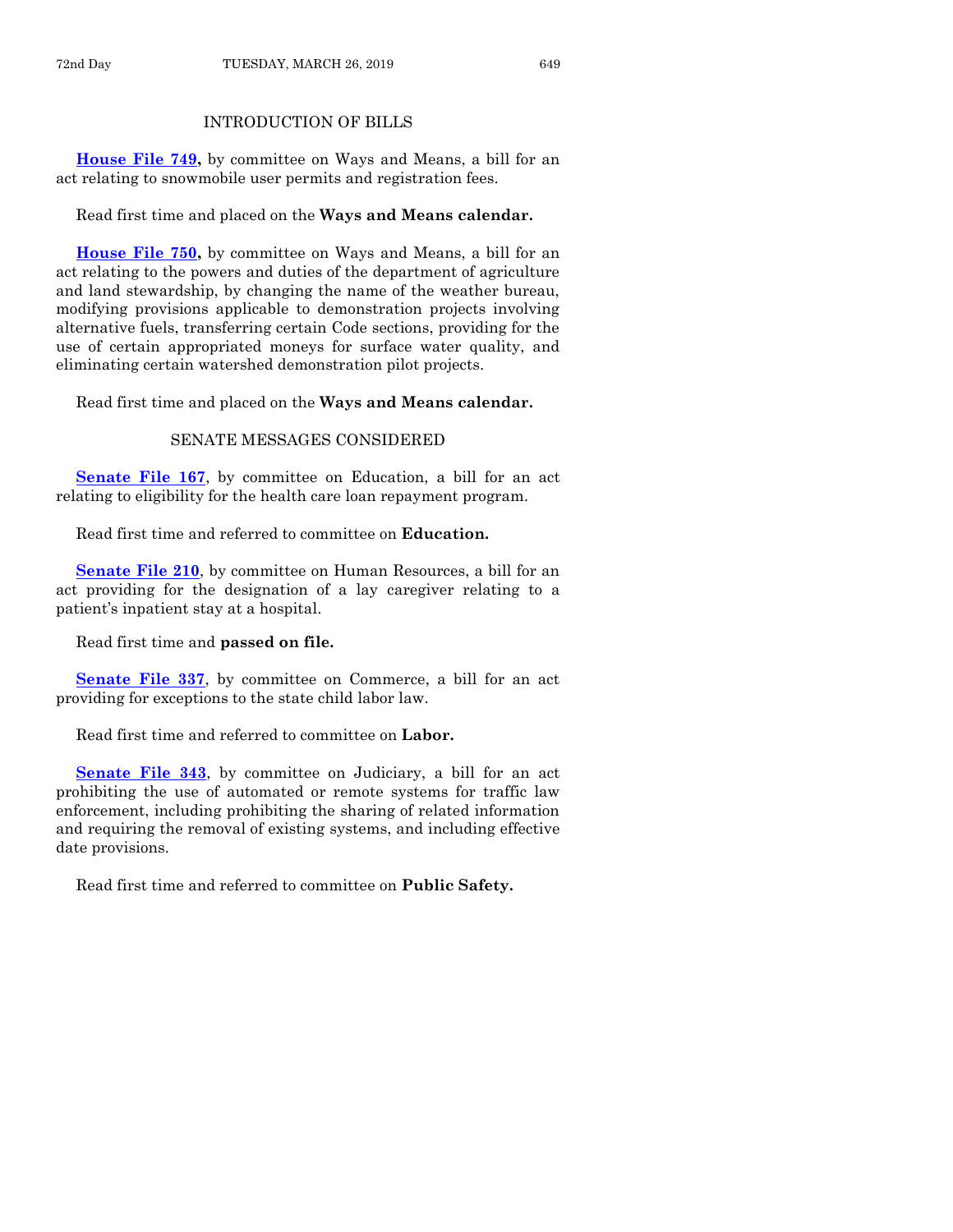## INTRODUCTION OF BILLS

**House File 749,** by committee on Ways and Means, a bill for an act relating to snowmobile user permits and registration fees.

Read first time and placed on the **Ways and Means calendar.**

**House File 750,** by committee on Ways and Means, a bill for an act relating to the powers and duties of the department of agriculture and land stewardship, by changing the name of the weather bureau, modifying provisions applicable to demonstration projects involving alternative fuels, transferring certain Code sections, providing for the use of certain appropriated moneys for surface water quality, and eliminating certain watershed demonstration pilot projects.

Read first time and placed on the **Ways and Means calendar.**

## SENATE MESSAGES CONSIDERED

**Senate File 167**, by committee on Education, a bill for an act relating to eligibility for the health care loan repayment program.

Read first time and referred to committee on **Education.**

**Senate File 210**, by committee on Human Resources, a bill for an act providing for the designation of a lay caregiver relating to a patient's inpatient stay at a hospital.

Read first time and **passed on file.**

**Senate File 337**, by committee on Commerce, a bill for an act providing for exceptions to the state child labor law.

Read first time and referred to committee on **Labor.**

**Senate File 343**, by committee on Judiciary, a bill for an act prohibiting the use of automated or remote systems for traffic law enforcement, including prohibiting the sharing of related information and requiring the removal of existing systems, and including effective date provisions.

Read first time and referred to committee on **Public Safety.**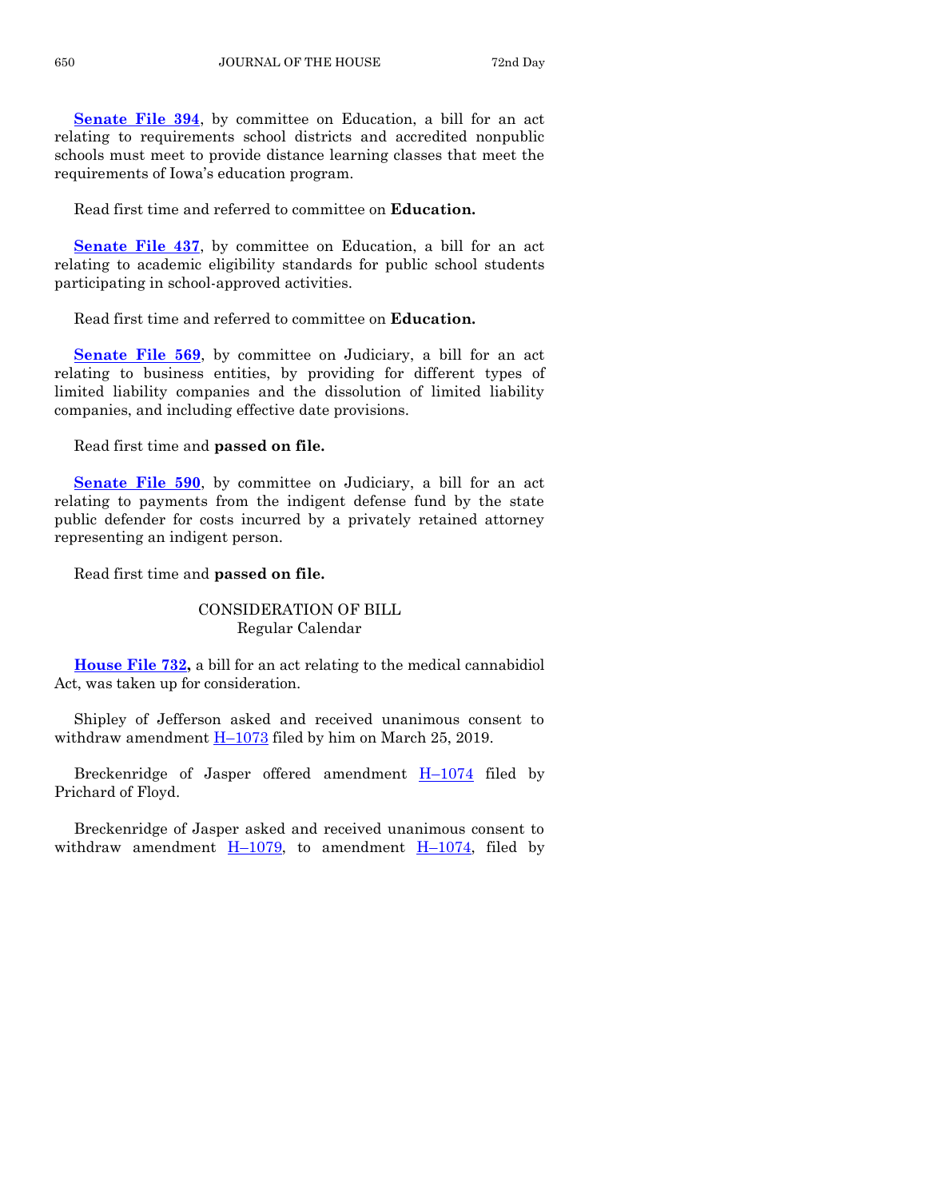**Senate File 394**, by committee on Education, a bill for an act relating to requirements school districts and accredited nonpublic schools must meet to provide distance learning classes that meet the requirements of Iowa's education program.

Read first time and referred to committee on **Education.**

**Senate File 437**, by committee on Education, a bill for an act relating to academic eligibility standards for public school students participating in school-approved activities.

Read first time and referred to committee on **Education.**

**Senate File 569**, by committee on Judiciary, a bill for an act relating to business entities, by providing for different types of limited liability companies and the dissolution of limited liability companies, and including effective date provisions.

Read first time and **passed on file.**

**Senate File 590**, by committee on Judiciary, a bill for an act relating to payments from the indigent defense fund by the state public defender for costs incurred by a privately retained attorney representing an indigent person.

Read first time and **passed on file.**

CONSIDERATION OF BILL
Regular Calendar

**House File 732,** a bill for an act relating to the medical cannabidiol Act, was taken up for consideration.

Shipley of Jefferson asked and received unanimous consent to withdraw amendment H–1073 filed by him on March 25, 2019.

Breckenridge of Jasper offered amendment H–1074 filed by Prichard of Floyd.

Breckenridge of Jasper asked and received unanimous consent to withdraw amendment H–1079, to amendment H–1074, filed by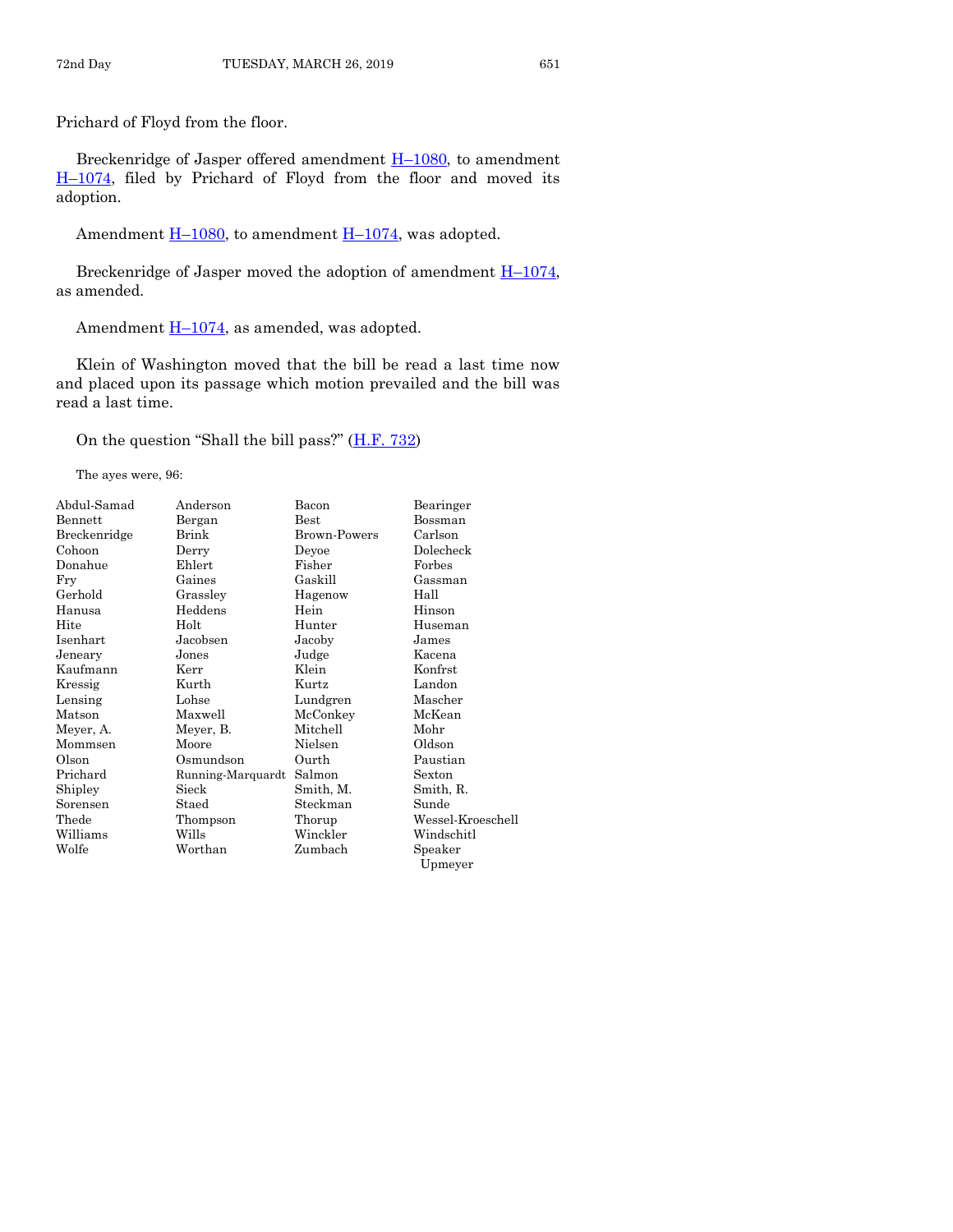Prichard of Floyd from the floor.

Breckenridge of Jasper offered amendment H–1080, to amendment H–1074, filed by Prichard of Floyd from the floor and moved its adoption.

Amendment H–1080, to amendment H–1074, was adopted.

Breckenridge of Jasper moved the adoption of amendment H–1074, as amended.

Amendment H–1074, as amended, was adopted.

Klein of Washington moved that the bill be read a last time now and placed upon its passage which motion prevailed and the bill was read a last time.

On the question "Shall the bill pass?" (H.F. 732)

The ayes were, 96:

| | | | |
|---|---|---|---|
| Abdul-Samad | Anderson | Bacon | Bearinger |
| Bennett | Bergan | Best | Bossman |
| Breckenridge | Brink | Brown-Powers | Carlson |
| Cohoon | Derry | Deyoe | Dolecheck |
| Donahue | Ehlert | Fisher | Forbes |
| Fry | Gaines | Gaskill | Gassman |
| Gerhold | Grassley | Hagenow | Hall |
| Hanusa | Heddens | Hein | Hinson |
| Hite | Holt | Hunter | Huseman |
| Isenhart | Jacobsen | Jacoby | James |
| Jeneary | Jones | Judge | Kacena |
| Kaufmann | Kerr | Klein | Konfrst |
| Kressig | Kurth | Kurtz | Landon |
| Lensing | Lohse | Lundgren | Mascher |
| Matson | Maxwell | McConkey | McKean |
| Meyer, A. | Meyer, B. | Mitchell | Mohr |
| Mommsen | Moore | Nielsen | Oldson |
| Olson | Osmundson | Ourth | Paustian |
| Prichard | Running-Marquardt | Salmon | Sexton |
| Shipley | Sieck | Smith, M. | Smith, R. |
| Sorensen | Staed | Steckman | Sunde |
| Thede | Thompson | Thorup | Wessel-Kroeschell |
| Williams | Wills | Winckler | Windschitl |
| Wolfe | Worthan | Zumbach | Speaker Upmeyer |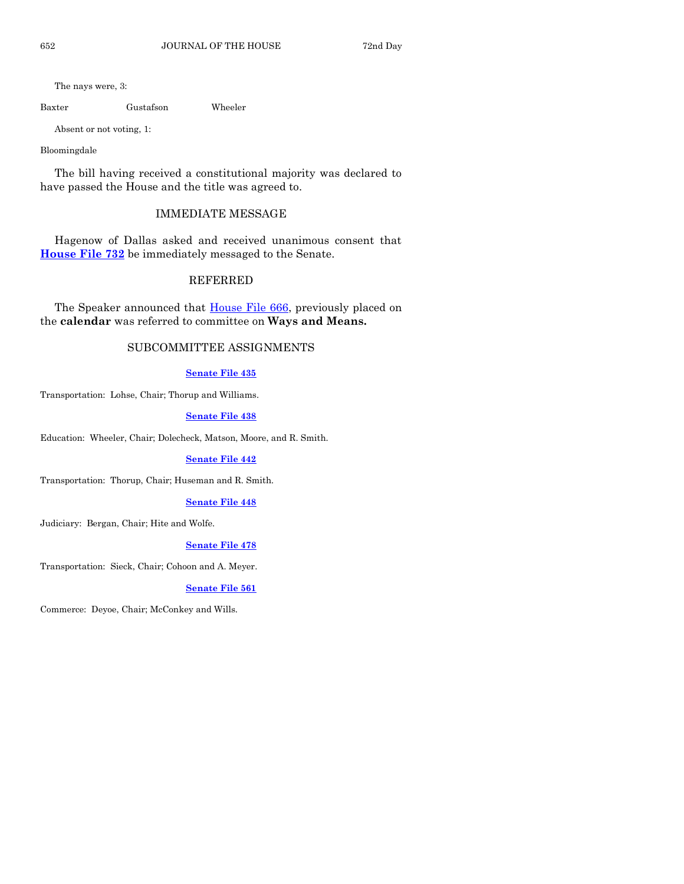The nays were, 3:

Baxter Gustafson Wheeler

Absent or not voting, 1:

Bloomingdale

The bill having received a constitutional majority was declared to have passed the House and the title was agreed to.

## IMMEDIATE MESSAGE

Hagenow of Dallas asked and received unanimous consent that **House File 732** be immediately messaged to the Senate.

## REFERRED

The Speaker announced that House File 666, previously placed on the **calendar** was referred to committee on **Ways and Means.**

## SUBCOMMITTEE ASSIGNMENTS

**Senate File 435**

Transportation: Lohse, Chair; Thorup and Williams.

**Senate File 438**

Education: Wheeler, Chair; Dolecheck, Matson, Moore, and R. Smith.

**Senate File 442**

Transportation: Thorup, Chair; Huseman and R. Smith.

**Senate File 448**

Judiciary: Bergan, Chair; Hite and Wolfe.

**Senate File 478**

Transportation: Sieck, Chair; Cohoon and A. Meyer.

**Senate File 561**

Commerce: Deyoe, Chair; McConkey and Wills.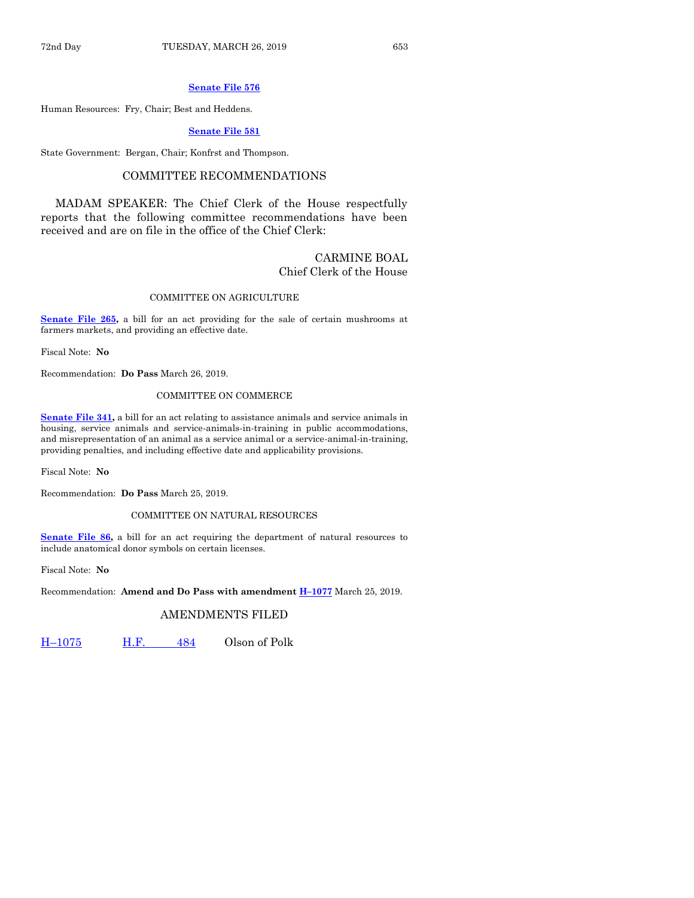**Senate File 576**

Human Resources: Fry, Chair; Best and Heddens.

**Senate File 581**

State Government: Bergan, Chair; Konfrst and Thompson.

## COMMITTEE RECOMMENDATIONS

MADAM SPEAKER: The Chief Clerk of the House respectfully reports that the following committee recommendations have been received and are on file in the office of the Chief Clerk:

CARMINE BOAL
Chief Clerk of the House

### COMMITTEE ON AGRICULTURE

**Senate File 265,** a bill for an act providing for the sale of certain mushrooms at farmers markets, and providing an effective date.

Fiscal Note: **No**

Recommendation: **Do Pass** March 26, 2019.

### COMMITTEE ON COMMERCE

**Senate File 341,** a bill for an act relating to assistance animals and service animals in housing, service animals and service-animals-in-training in public accommodations, and misrepresentation of an animal as a service animal or a service-animal-in-training, providing penalties, and including effective date and applicability provisions.

Fiscal Note: **No**

Recommendation: **Do Pass** March 25, 2019.

### COMMITTEE ON NATURAL RESOURCES

**Senate File 86,** a bill for an act requiring the department of natural resources to include anatomical donor symbols on certain licenses.

Fiscal Note: **No**

Recommendation: **Amend and Do Pass with amendment H–1077** March 25, 2019.

## AMENDMENTS FILED

| | | |
|---|---|---|
| H–1075 | H.F. 484 | Olson of Polk |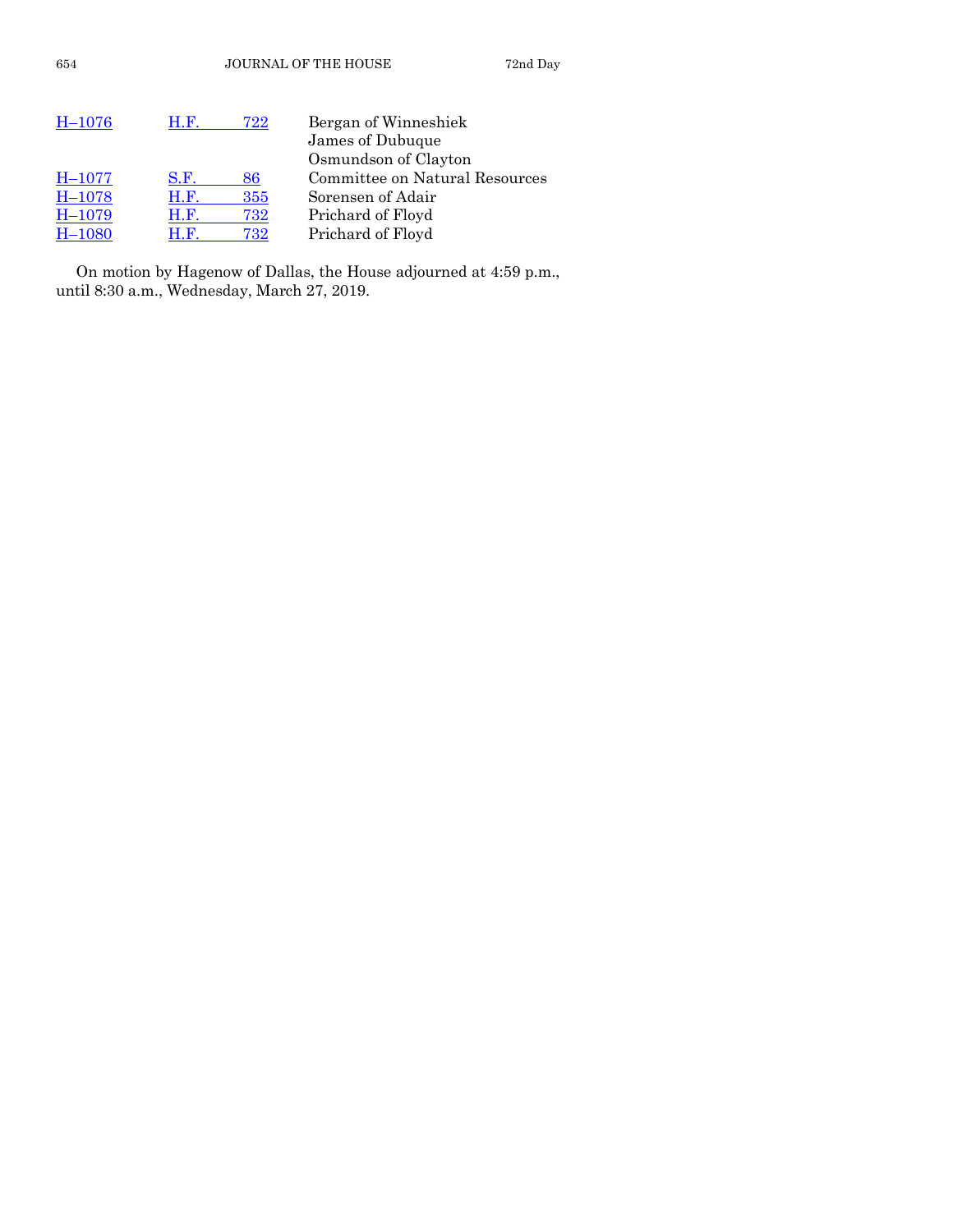| | | | |
|---|---|---|---|
| H–1076 | H.F. | 722 | Bergan of Winneshiek<br>James of Dubuque<br>Osmundson of Clayton |
| H–1077 | S.F. | 86 | Committee on Natural Resources |
| H–1078 | H.F. | 355 | Sorensen of Adair |
| H–1079 | H.F. | 732 | Prichard of Floyd |
| H–1080 | H.F. | 732 | Prichard of Floyd |

On motion by Hagenow of Dallas, the House adjourned at 4:59 p.m., until 8:30 a.m., Wednesday, March 27, 2019.